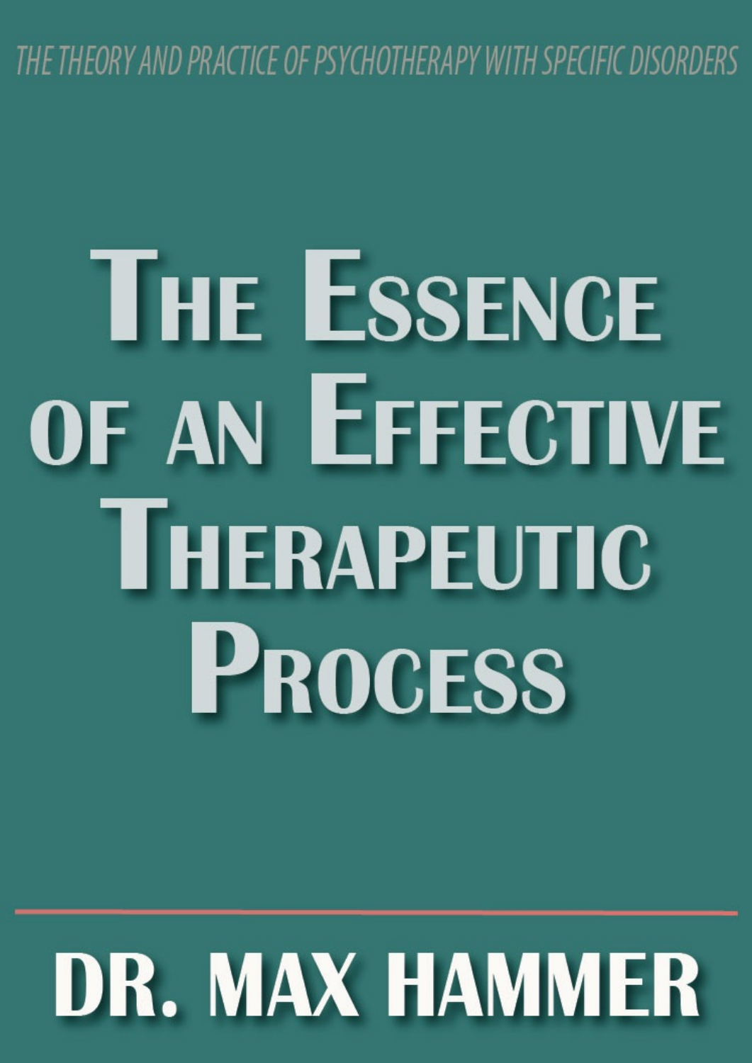THE THEORY AND PRACTICE OF PSYCHOTHERAPY WITH SPECIFIC DISORDERS

# The Essence of an Effective Therapeutic Process

## DR. MAX HAMMER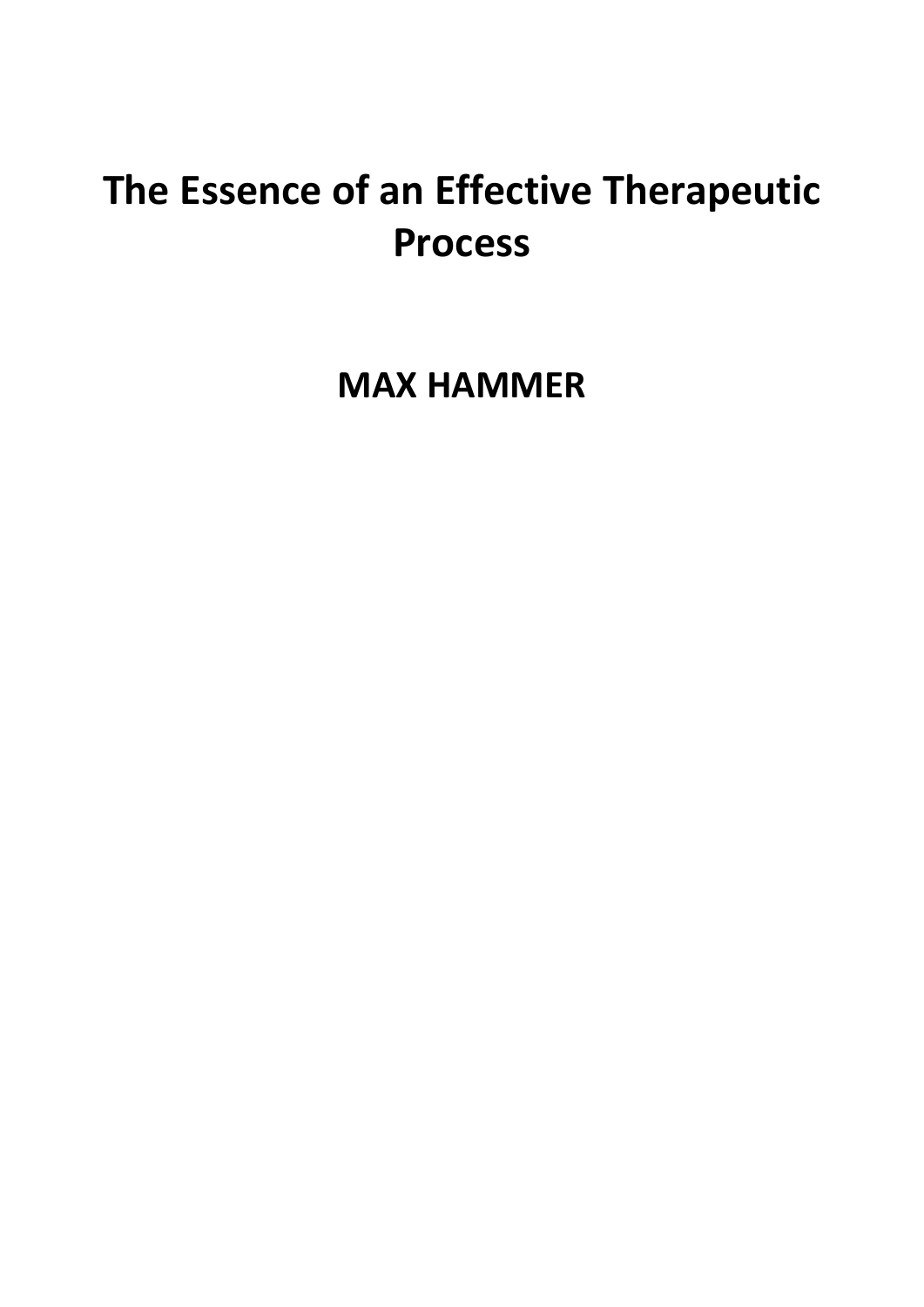# The Essence of an Effective Therapeutic Process

## MAX HAMMER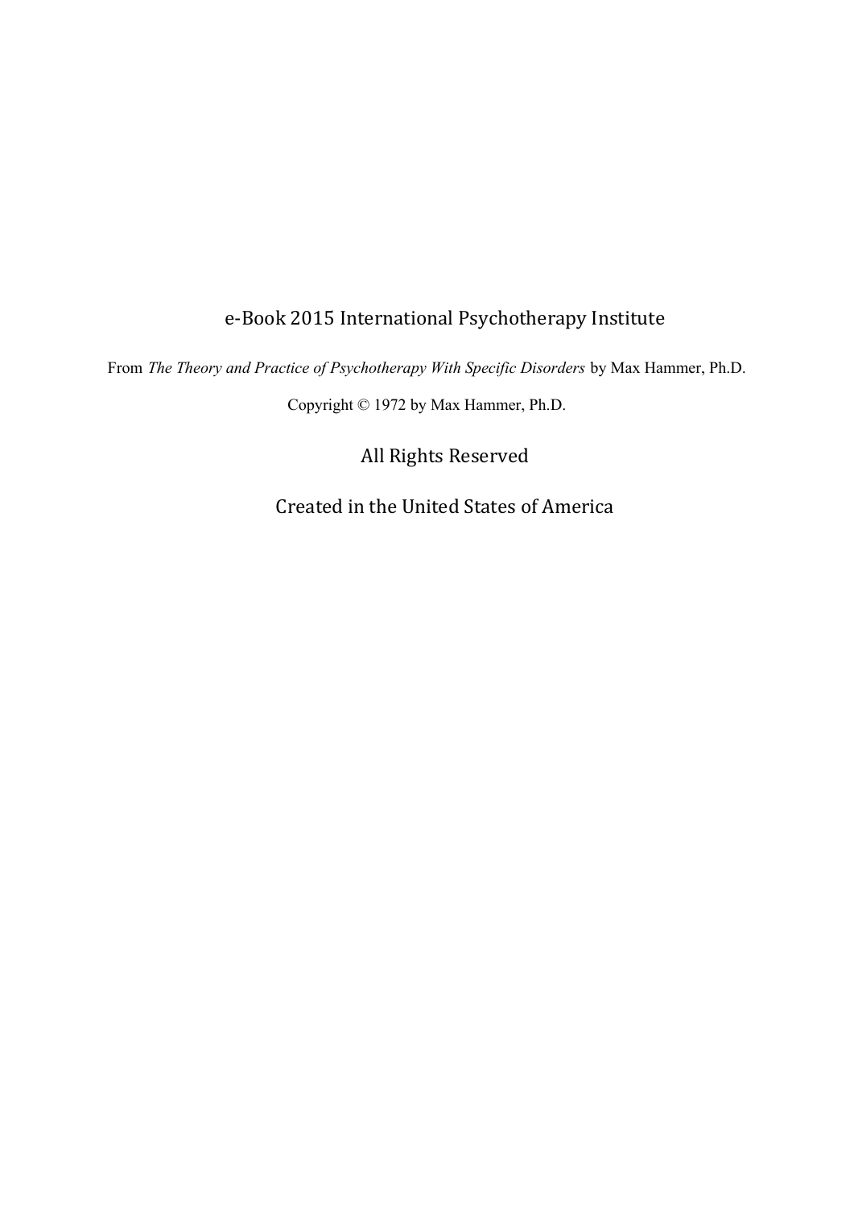e-Book 2015 International Psychotherapy Institute

From *The Theory and Practice of Psychotherapy With Specific Disorders* by Max Hammer, Ph.D.

Copyright © 1972 by Max Hammer, Ph.D.

All Rights Reserved

Created in the United States of America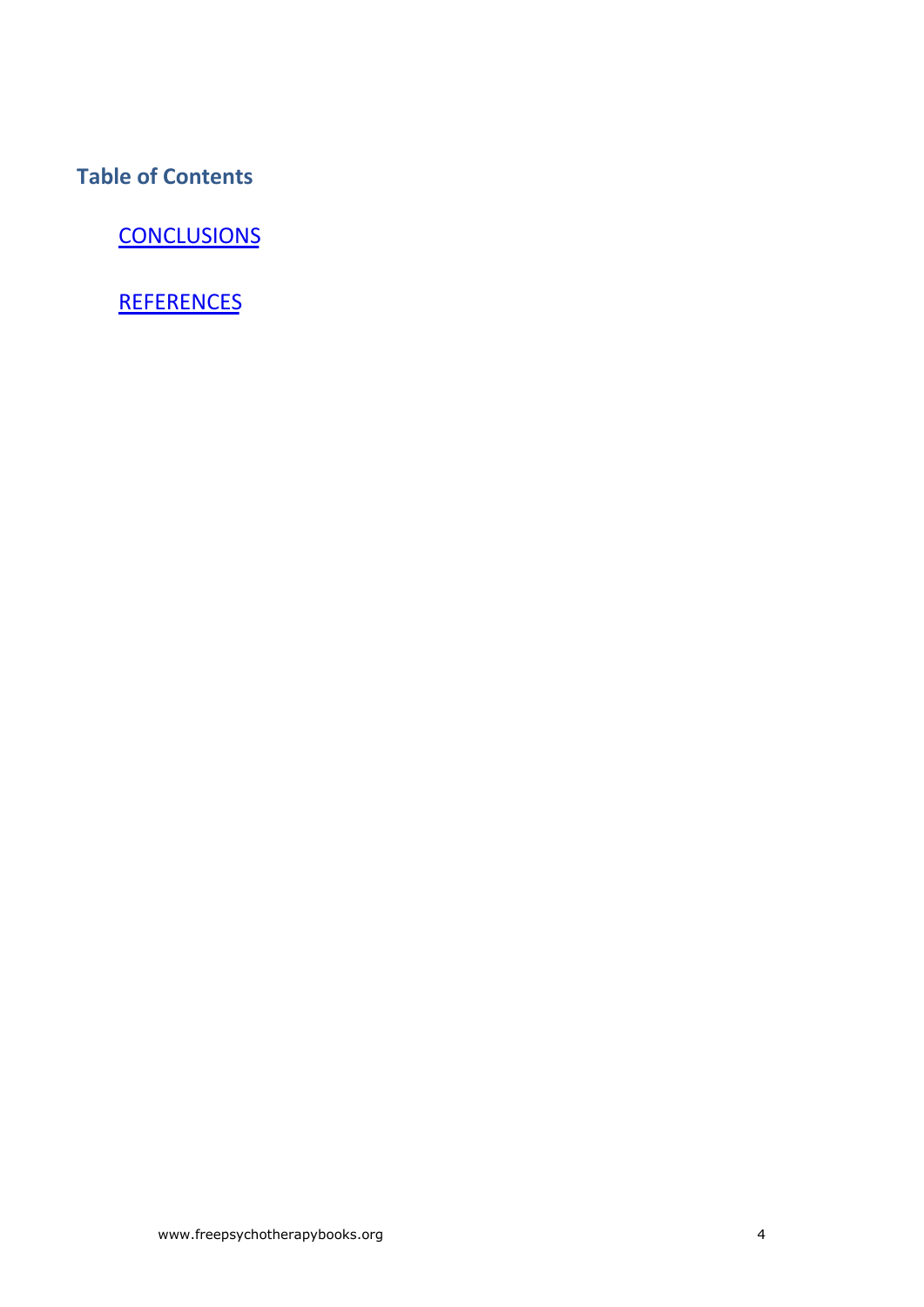## Table of Contents

CONCLUSIONS

REFERENCES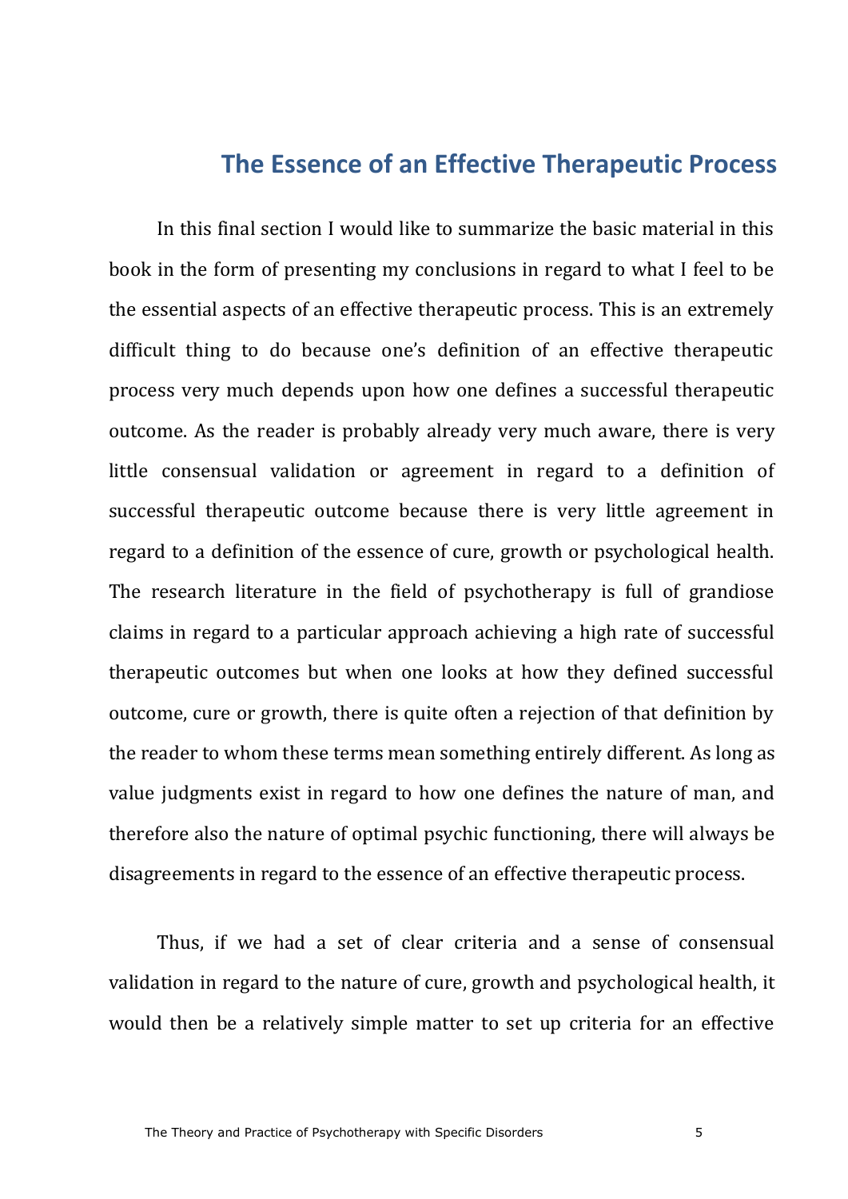## The Essence of an Effective Therapeutic Process

In this final section I would like to summarize the basic material in this book in the form of presenting my conclusions in regard to what I feel to be the essential aspects of an effective therapeutic process. This is an extremely difficult thing to do because one's definition of an effective therapeutic process very much depends upon how one defines a successful therapeutic outcome. As the reader is probably already very much aware, there is very little consensual validation or agreement in regard to a definition of successful therapeutic outcome because there is very little agreement in regard to a definition of the essence of cure, growth or psychological health. The research literature in the field of psychotherapy is full of grandiose claims in regard to a particular approach achieving a high rate of successful therapeutic outcomes but when one looks at how they defined successful outcome, cure or growth, there is quite often a rejection of that definition by the reader to whom these terms mean something entirely different. As long as value judgments exist in regard to how one defines the nature of man, and therefore also the nature of optimal psychic functioning, there will always be disagreements in regard to the essence of an effective therapeutic process.

Thus, if we had a set of clear criteria and a sense of consensual validation in regard to the nature of cure, growth and psychological health, it would then be a relatively simple matter to set up criteria for an effective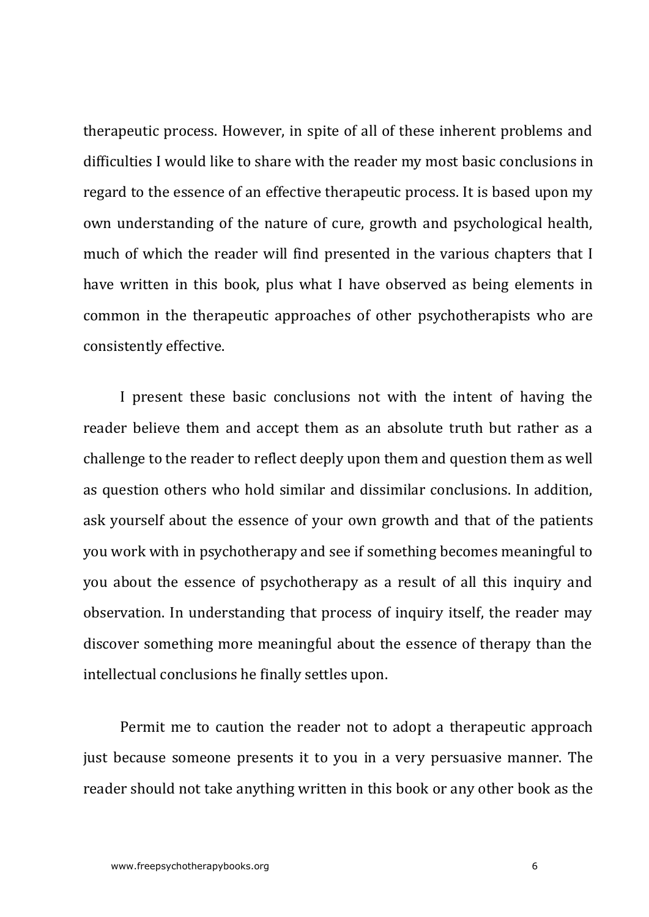therapeutic process. However, in spite of all of these inherent problems and difficulties I would like to share with the reader my most basic conclusions in regard to the essence of an effective therapeutic process. It is based upon my own understanding of the nature of cure, growth and psychological health, much of which the reader will find presented in the various chapters that I have written in this book, plus what I have observed as being elements in common in the therapeutic approaches of other psychotherapists who are consistently effective.

I present these basic conclusions not with the intent of having the reader believe them and accept them as an absolute truth but rather as a challenge to the reader to reflect deeply upon them and question them as well as question others who hold similar and dissimilar conclusions. In addition, ask yourself about the essence of your own growth and that of the patients you work with in psychotherapy and see if something becomes meaningful to you about the essence of psychotherapy as a result of all this inquiry and observation. In understanding that process of inquiry itself, the reader may discover something more meaningful about the essence of therapy than the intellectual conclusions he finally settles upon.

Permit me to caution the reader not to adopt a therapeutic approach just because someone presents it to you in a very persuasive manner. The reader should not take anything written in this book or any other book as the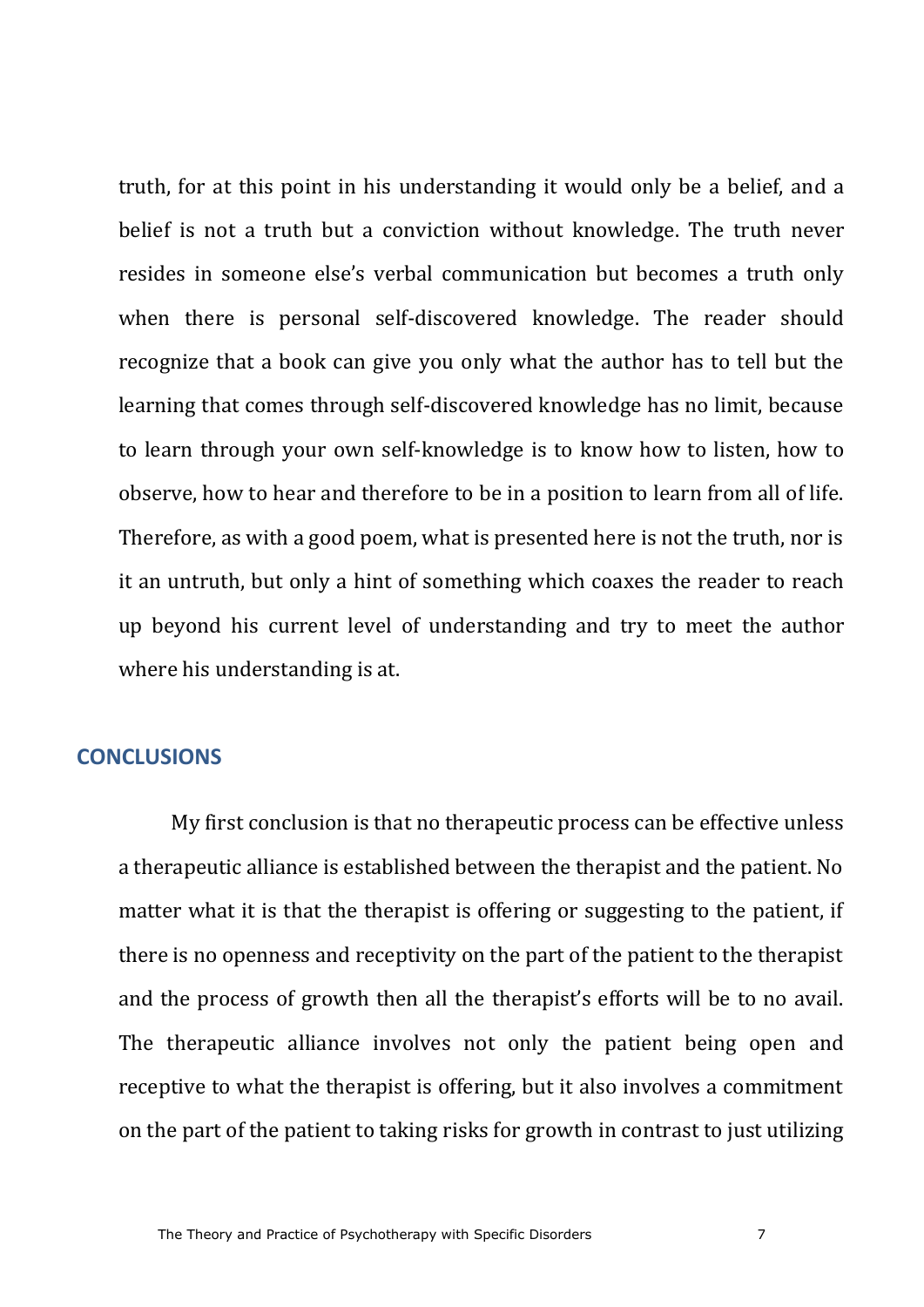truth, for at this point in his understanding it would only be a belief, and a belief is not a truth but a conviction without knowledge. The truth never resides in someone else's verbal communication but becomes a truth only when there is personal self-discovered knowledge. The reader should recognize that a book can give you only what the author has to tell but the learning that comes through self-discovered knowledge has no limit, because to learn through your own self-knowledge is to know how to listen, how to observe, how to hear and therefore to be in a position to learn from all of life. Therefore, as with a good poem, what is presented here is not the truth, nor is it an untruth, but only a hint of something which coaxes the reader to reach up beyond his current level of understanding and try to meet the author where his understanding is at.

## CONCLUSIONS

My first conclusion is that no therapeutic process can be effective unless a therapeutic alliance is established between the therapist and the patient. No matter what it is that the therapist is offering or suggesting to the patient, if there is no openness and receptivity on the part of the patient to the therapist and the process of growth then all the therapist's efforts will be to no avail. The therapeutic alliance involves not only the patient being open and receptive to what the therapist is offering, but it also involves a commitment on the part of the patient to taking risks for growth in contrast to just utilizing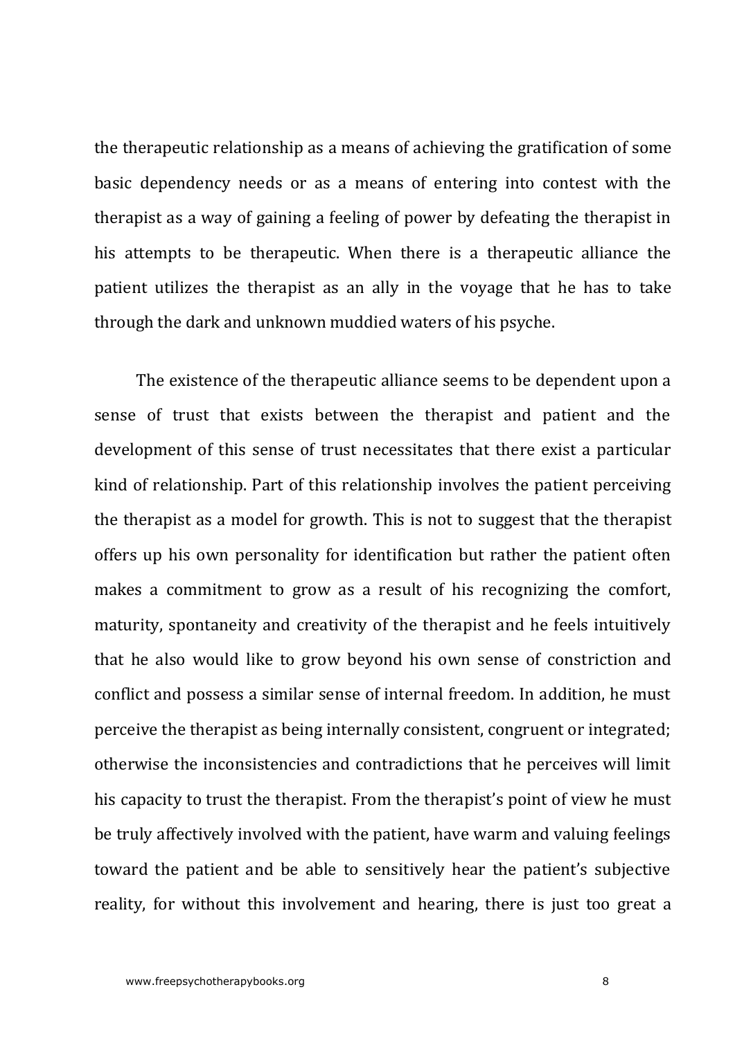the therapeutic relationship as a means of achieving the gratification of some basic dependency needs or as a means of entering into contest with the therapist as a way of gaining a feeling of power by defeating the therapist in his attempts to be therapeutic. When there is a therapeutic alliance the patient utilizes the therapist as an ally in the voyage that he has to take through the dark and unknown muddied waters of his psyche.

The existence of the therapeutic alliance seems to be dependent upon a sense of trust that exists between the therapist and patient and the development of this sense of trust necessitates that there exist a particular kind of relationship. Part of this relationship involves the patient perceiving the therapist as a model for growth. This is not to suggest that the therapist offers up his own personality for identification but rather the patient often makes a commitment to grow as a result of his recognizing the comfort, maturity, spontaneity and creativity of the therapist and he feels intuitively that he also would like to grow beyond his own sense of constriction and conflict and possess a similar sense of internal freedom. In addition, he must perceive the therapist as being internally consistent, congruent or integrated; otherwise the inconsistencies and contradictions that he perceives will limit his capacity to trust the therapist. From the therapist's point of view he must be truly affectively involved with the patient, have warm and valuing feelings toward the patient and be able to sensitively hear the patient's subjective reality, for without this involvement and hearing, there is just too great a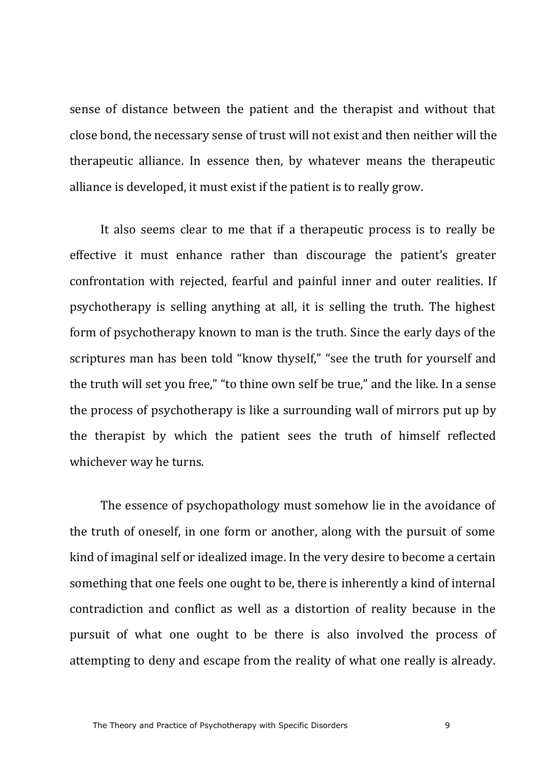sense of distance between the patient and the therapist and without that close bond, the necessary sense of trust will not exist and then neither will the therapeutic alliance. In essence then, by whatever means the therapeutic alliance is developed, it must exist if the patient is to really grow.

It also seems clear to me that if a therapeutic process is to really be effective it must enhance rather than discourage the patient's greater confrontation with rejected, fearful and painful inner and outer realities. If psychotherapy is selling anything at all, it is selling the truth. The highest form of psychotherapy known to man is the truth. Since the early days of the scriptures man has been told "know thyself," "see the truth for yourself and the truth will set you free," "to thine own self be true," and the like. In a sense the process of psychotherapy is like a surrounding wall of mirrors put up by the therapist by which the patient sees the truth of himself reflected whichever way he turns.

The essence of psychopathology must somehow lie in the avoidance of the truth of oneself, in one form or another, along with the pursuit of some kind of imaginal self or idealized image. In the very desire to become a certain something that one feels one ought to be, there is inherently a kind of internal contradiction and conflict as well as a distortion of reality because in the pursuit of what one ought to be there is also involved the process of attempting to deny and escape from the reality of what one really is already.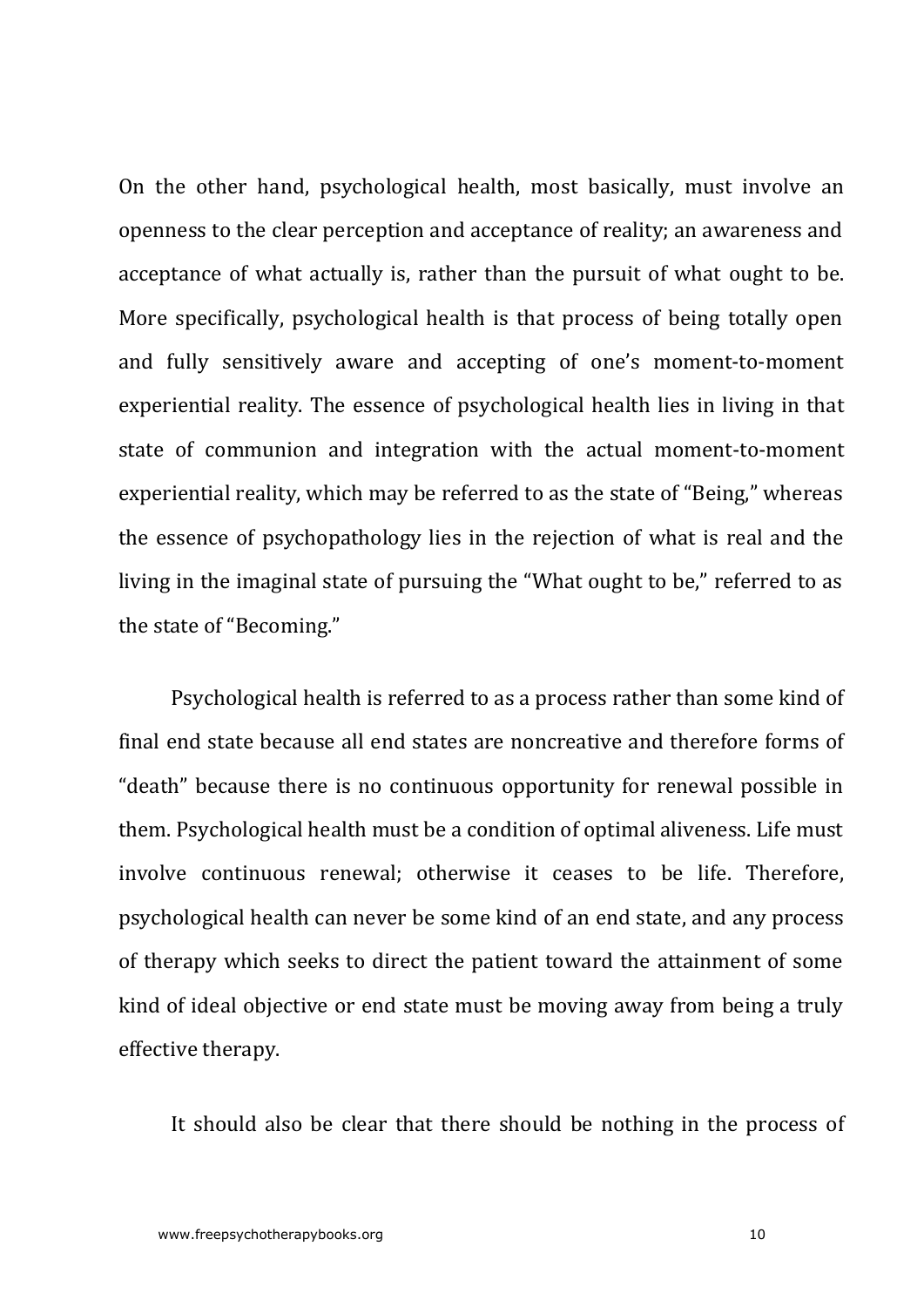On the other hand, psychological health, most basically, must involve an openness to the clear perception and acceptance of reality; an awareness and acceptance of what actually is, rather than the pursuit of what ought to be. More specifically, psychological health is that process of being totally open and fully sensitively aware and accepting of one's moment-to-moment experiential reality. The essence of psychological health lies in living in that state of communion and integration with the actual moment-to-moment experiential reality, which may be referred to as the state of "Being," whereas the essence of psychopathology lies in the rejection of what is real and the living in the imaginal state of pursuing the "What ought to be," referred to as the state of "Becoming."

Psychological health is referred to as a process rather than some kind of final end state because all end states are noncreative and therefore forms of "death" because there is no continuous opportunity for renewal possible in them. Psychological health must be a condition of optimal aliveness. Life must involve continuous renewal; otherwise it ceases to be life. Therefore, psychological health can never be some kind of an end state, and any process of therapy which seeks to direct the patient toward the attainment of some kind of ideal objective or end state must be moving away from being a truly effective therapy.

It should also be clear that there should be nothing in the process of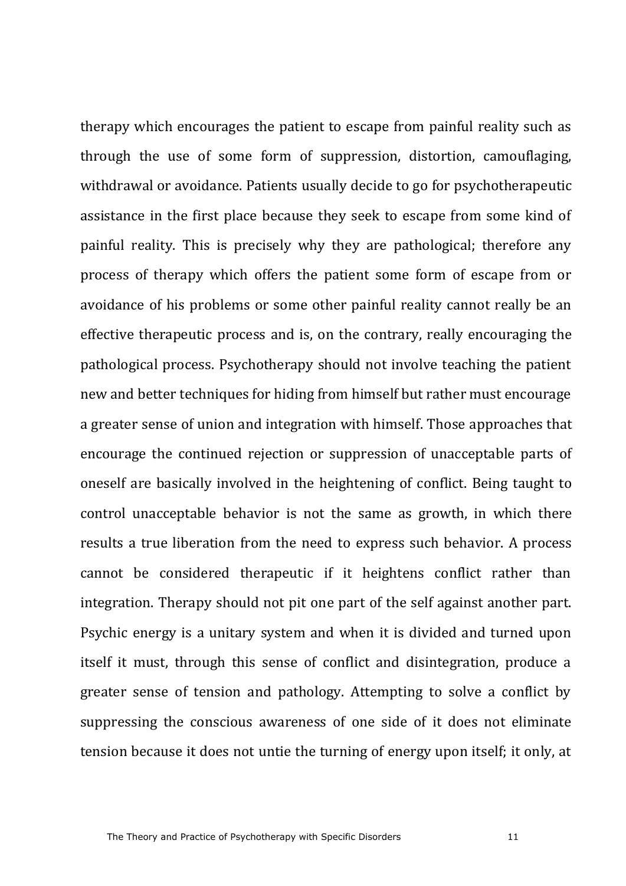therapy which encourages the patient to escape from painful reality such as through the use of some form of suppression, distortion, camouflaging, withdrawal or avoidance. Patients usually decide to go for psychotherapeutic assistance in the first place because they seek to escape from some kind of painful reality. This is precisely why they are pathological; therefore any process of therapy which offers the patient some form of escape from or avoidance of his problems or some other painful reality cannot really be an effective therapeutic process and is, on the contrary, really encouraging the pathological process. Psychotherapy should not involve teaching the patient new and better techniques for hiding from himself but rather must encourage a greater sense of union and integration with himself. Those approaches that encourage the continued rejection or suppression of unacceptable parts of oneself are basically involved in the heightening of conflict. Being taught to control unacceptable behavior is not the same as growth, in which there results a true liberation from the need to express such behavior. A process cannot be considered therapeutic if it heightens conflict rather than integration. Therapy should not pit one part of the self against another part. Psychic energy is a unitary system and when it is divided and turned upon itself it must, through this sense of conflict and disintegration, produce a greater sense of tension and pathology. Attempting to solve a conflict by suppressing the conscious awareness of one side of it does not eliminate tension because it does not untie the turning of energy upon itself; it only, at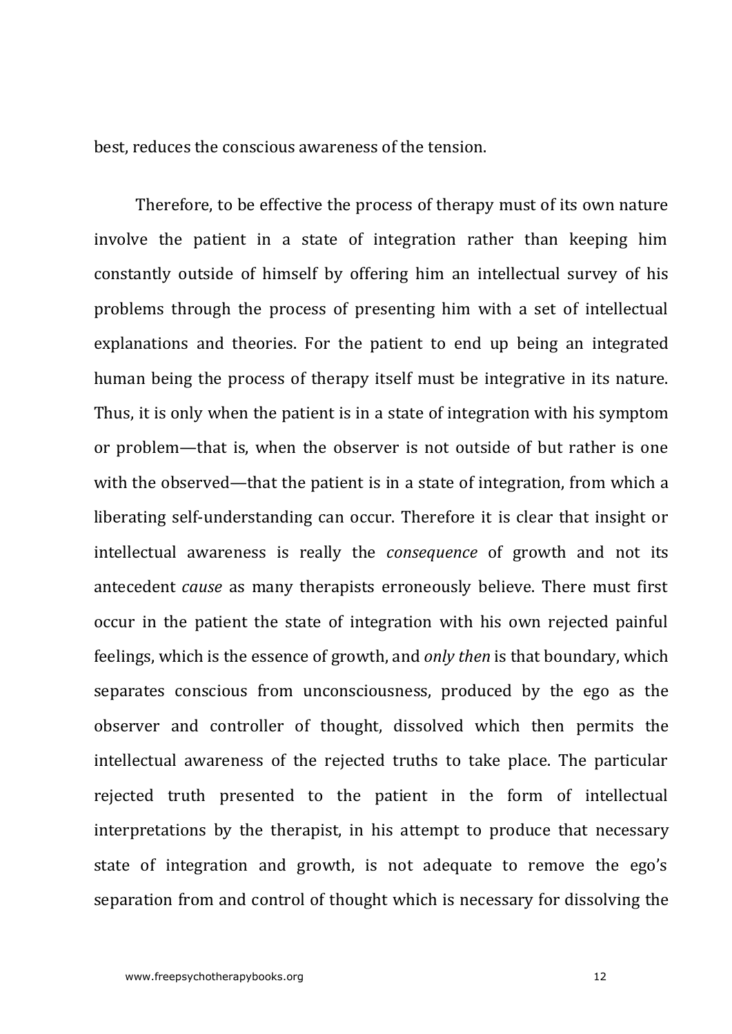best, reduces the conscious awareness of the tension.

Therefore, to be effective the process of therapy must of its own nature involve the patient in a state of integration rather than keeping him constantly outside of himself by offering him an intellectual survey of his problems through the process of presenting him with a set of intellectual explanations and theories. For the patient to end up being an integrated human being the process of therapy itself must be integrative in its nature. Thus, it is only when the patient is in a state of integration with his symptom or problem—that is, when the observer is not outside of but rather is one with the observed—that the patient is in a state of integration, from which a liberating self-understanding can occur. Therefore it is clear that insight or intellectual awareness is really the *consequence* of growth and not its antecedent *cause* as many therapists erroneously believe. There must first occur in the patient the state of integration with his own rejected painful feelings, which is the essence of growth, and *only then* is that boundary, which separates conscious from unconsciousness, produced by the ego as the observer and controller of thought, dissolved which then permits the intellectual awareness of the rejected truths to take place. The particular rejected truth presented to the patient in the form of intellectual interpretations by the therapist, in his attempt to produce that necessary state of integration and growth, is not adequate to remove the ego's separation from and control of thought which is necessary for dissolving the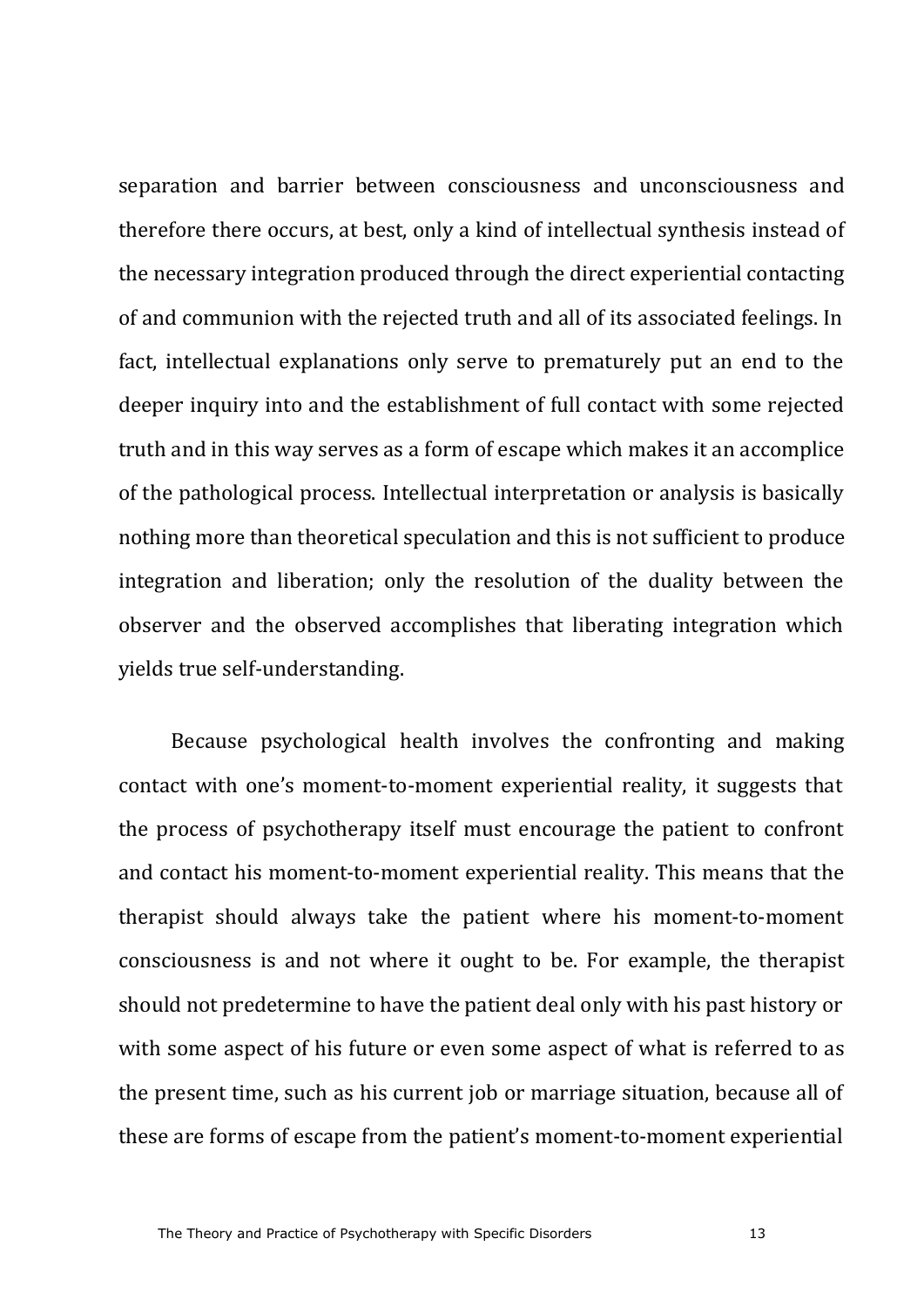separation and barrier between consciousness and unconsciousness and therefore there occurs, at best, only a kind of intellectual synthesis instead of the necessary integration produced through the direct experiential contacting of and communion with the rejected truth and all of its associated feelings. In fact, intellectual explanations only serve to prematurely put an end to the deeper inquiry into and the establishment of full contact with some rejected truth and in this way serves as a form of escape which makes it an accomplice of the pathological process. Intellectual interpretation or analysis is basically nothing more than theoretical speculation and this is not sufficient to produce integration and liberation; only the resolution of the duality between the observer and the observed accomplishes that liberating integration which yields true self-understanding.

Because psychological health involves the confronting and making contact with one's moment-to-moment experiential reality, it suggests that the process of psychotherapy itself must encourage the patient to confront and contact his moment-to-moment experiential reality. This means that the therapist should always take the patient where his moment-to-moment consciousness is and not where it ought to be. For example, the therapist should not predetermine to have the patient deal only with his past history or with some aspect of his future or even some aspect of what is referred to as the present time, such as his current job or marriage situation, because all of these are forms of escape from the patient's moment-to-moment experiential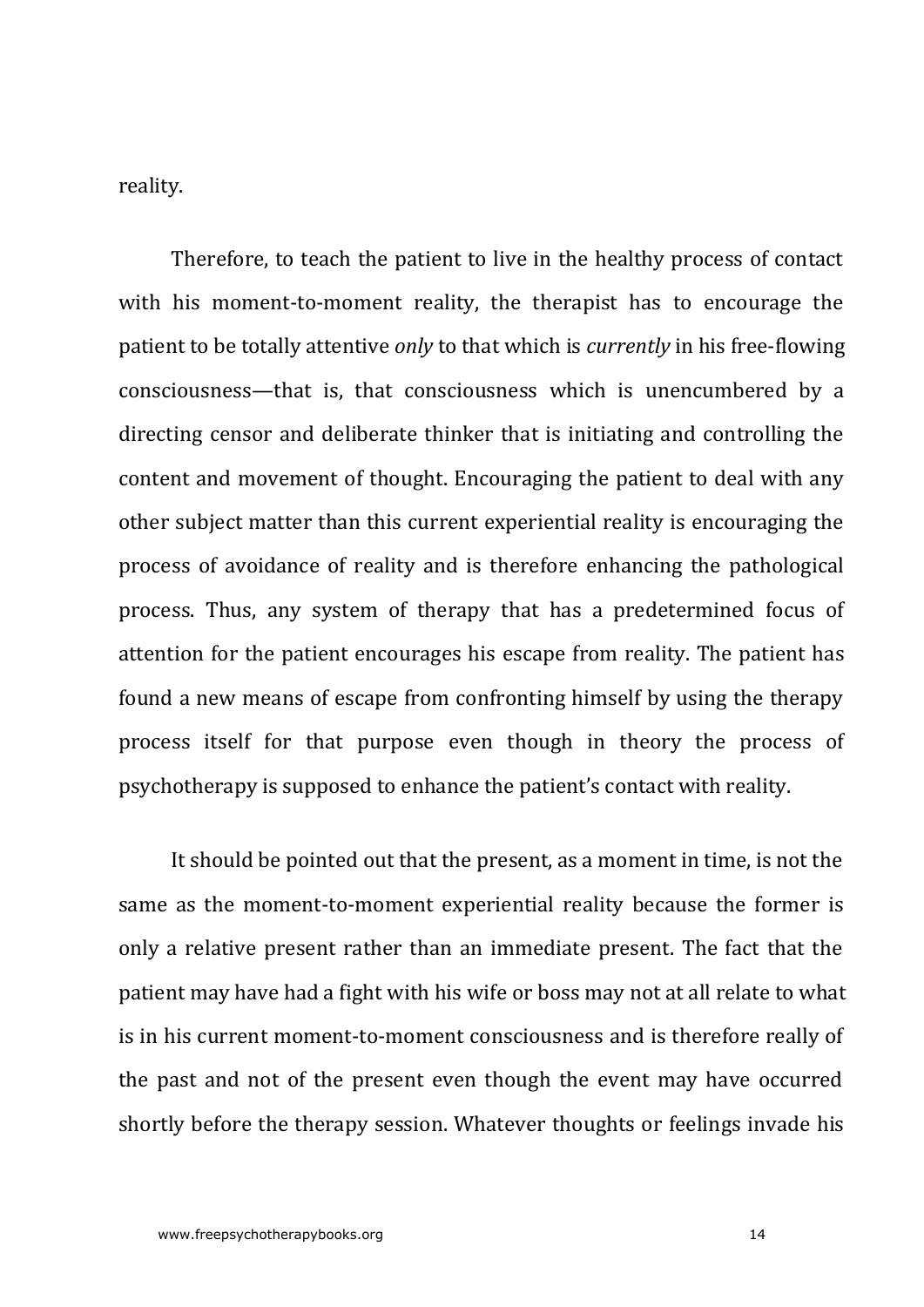reality.

Therefore, to teach the patient to live in the healthy process of contact with his moment-to-moment reality, the therapist has to encourage the patient to be totally attentive *only* to that which is *currently* in his free-flowing consciousness—that is, that consciousness which is unencumbered by a directing censor and deliberate thinker that is initiating and controlling the content and movement of thought. Encouraging the patient to deal with any other subject matter than this current experiential reality is encouraging the process of avoidance of reality and is therefore enhancing the pathological process. Thus, any system of therapy that has a predetermined focus of attention for the patient encourages his escape from reality. The patient has found a new means of escape from confronting himself by using the therapy process itself for that purpose even though in theory the process of psychotherapy is supposed to enhance the patient's contact with reality.

It should be pointed out that the present, as a moment in time, is not the same as the moment-to-moment experiential reality because the former is only a relative present rather than an immediate present. The fact that the patient may have had a fight with his wife or boss may not at all relate to what is in his current moment-to-moment consciousness and is therefore really of the past and not of the present even though the event may have occurred shortly before the therapy session. Whatever thoughts or feelings invade his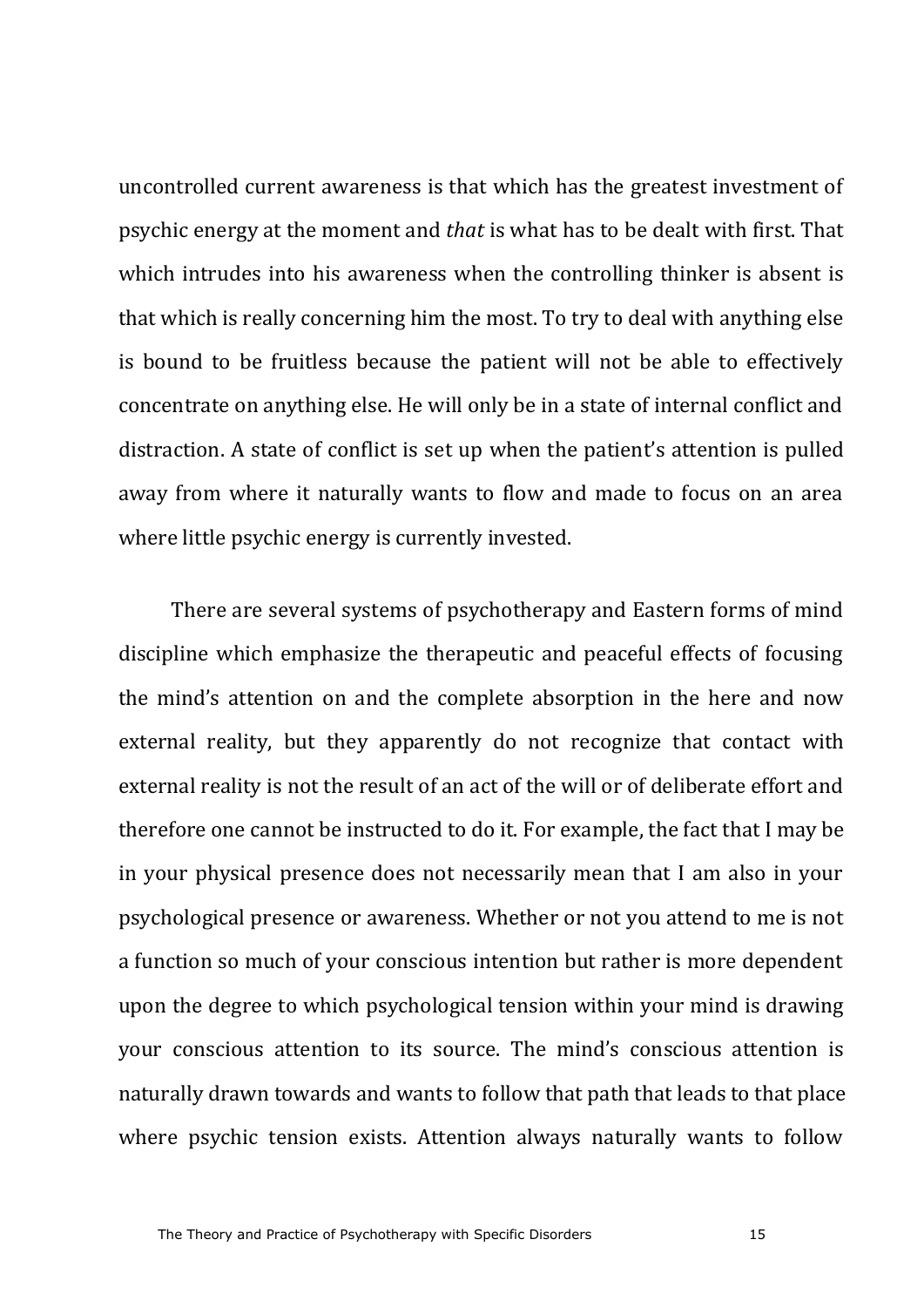uncontrolled current awareness is that which has the greatest investment of psychic energy at the moment and *that* is what has to be dealt with first. That which intrudes into his awareness when the controlling thinker is absent is that which is really concerning him the most. To try to deal with anything else is bound to be fruitless because the patient will not be able to effectively concentrate on anything else. He will only be in a state of internal conflict and distraction. A state of conflict is set up when the patient's attention is pulled away from where it naturally wants to flow and made to focus on an area where little psychic energy is currently invested.

There are several systems of psychotherapy and Eastern forms of mind discipline which emphasize the therapeutic and peaceful effects of focusing the mind's attention on and the complete absorption in the here and now external reality, but they apparently do not recognize that contact with external reality is not the result of an act of the will or of deliberate effort and therefore one cannot be instructed to do it. For example, the fact that I may be in your physical presence does not necessarily mean that I am also in your psychological presence or awareness. Whether or not you attend to me is not a function so much of your conscious intention but rather is more dependent upon the degree to which psychological tension within your mind is drawing your conscious attention to its source. The mind's conscious attention is naturally drawn towards and wants to follow that path that leads to that place where psychic tension exists. Attention always naturally wants to follow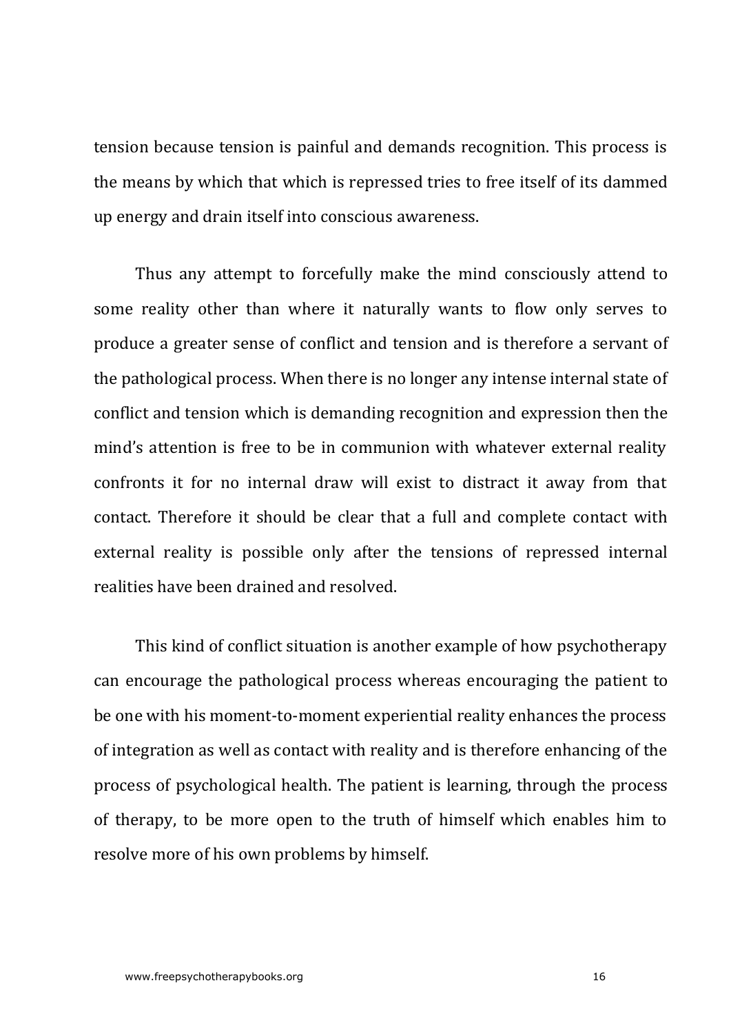tension because tension is painful and demands recognition. This process is the means by which that which is repressed tries to free itself of its dammed up energy and drain itself into conscious awareness.

Thus any attempt to forcefully make the mind consciously attend to some reality other than where it naturally wants to flow only serves to produce a greater sense of conflict and tension and is therefore a servant of the pathological process. When there is no longer any intense internal state of conflict and tension which is demanding recognition and expression then the mind's attention is free to be in communion with whatever external reality confronts it for no internal draw will exist to distract it away from that contact. Therefore it should be clear that a full and complete contact with external reality is possible only after the tensions of repressed internal realities have been drained and resolved.

This kind of conflict situation is another example of how psychotherapy can encourage the pathological process whereas encouraging the patient to be one with his moment-to-moment experiential reality enhances the process of integration as well as contact with reality and is therefore enhancing of the process of psychological health. The patient is learning, through the process of therapy, to be more open to the truth of himself which enables him to resolve more of his own problems by himself.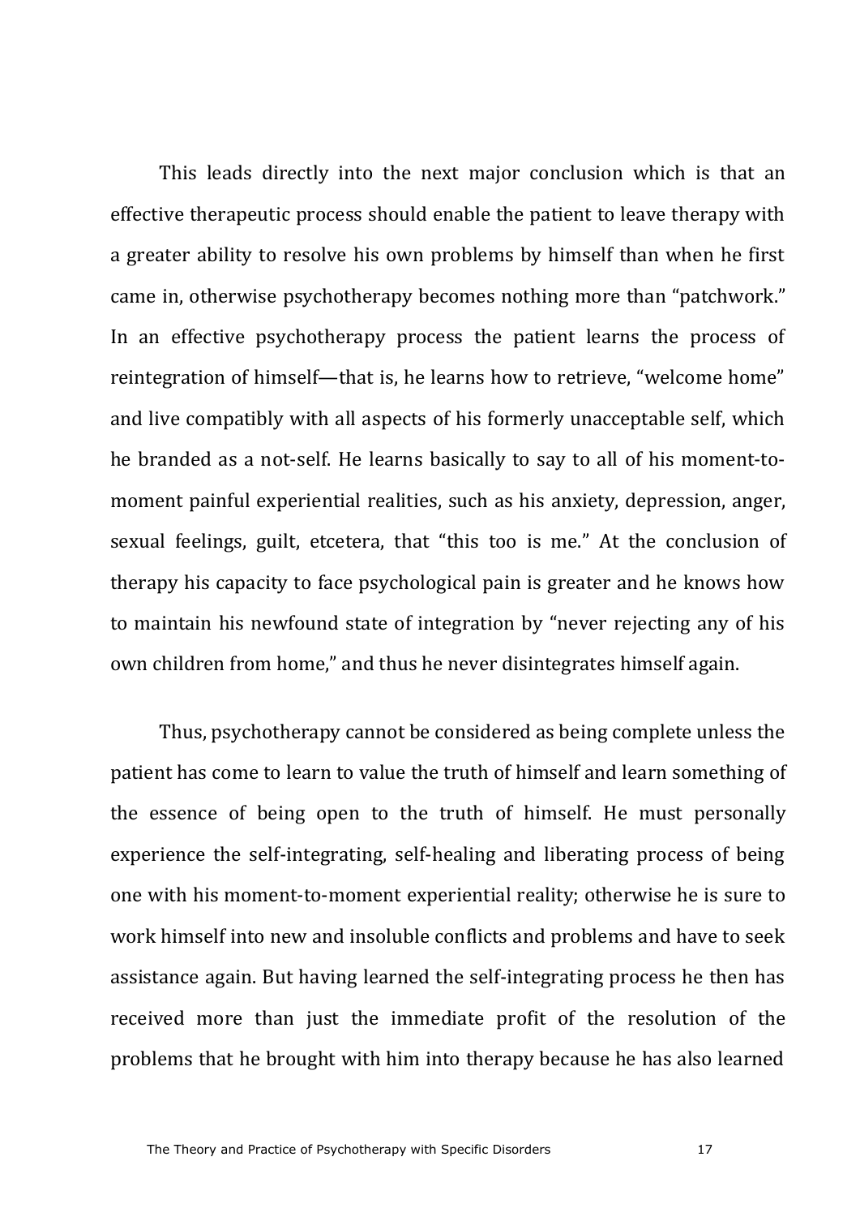This leads directly into the next major conclusion which is that an effective therapeutic process should enable the patient to leave therapy with a greater ability to resolve his own problems by himself than when he first came in, otherwise psychotherapy becomes nothing more than "patchwork." In an effective psychotherapy process the patient learns the process of reintegration of himself—that is, he learns how to retrieve, "welcome home" and live compatibly with all aspects of his formerly unacceptable self, which he branded as a not-self. He learns basically to say to all of his moment-to-moment painful experiential realities, such as his anxiety, depression, anger, sexual feelings, guilt, etcetera, that "this too is me." At the conclusion of therapy his capacity to face psychological pain is greater and he knows how to maintain his newfound state of integration by "never rejecting any of his own children from home," and thus he never disintegrates himself again.

Thus, psychotherapy cannot be considered as being complete unless the patient has come to learn to value the truth of himself and learn something of the essence of being open to the truth of himself. He must personally experience the self-integrating, self-healing and liberating process of being one with his moment-to-moment experiential reality; otherwise he is sure to work himself into new and insoluble conflicts and problems and have to seek assistance again. But having learned the self-integrating process he then has received more than just the immediate profit of the resolution of the problems that he brought with him into therapy because he has also learned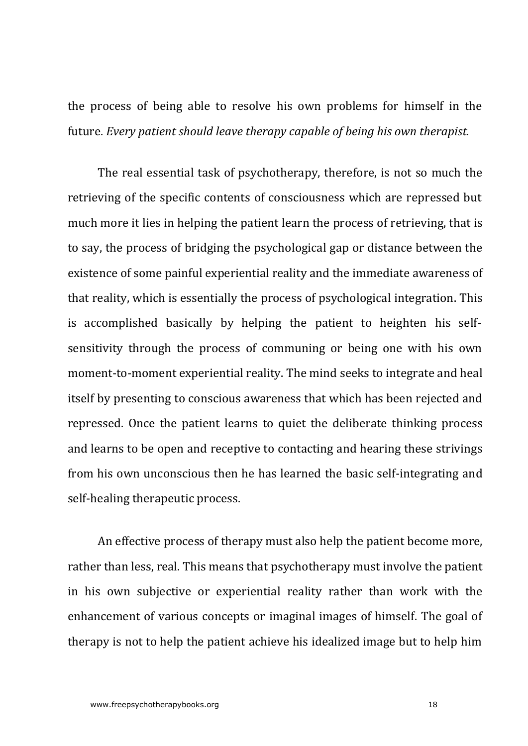the process of being able to resolve his own problems for himself in the future. *Every patient should leave therapy capable of being his own therapist.*

The real essential task of psychotherapy, therefore, is not so much the retrieving of the specific contents of consciousness which are repressed but much more it lies in helping the patient learn the process of retrieving, that is to say, the process of bridging the psychological gap or distance between the existence of some painful experiential reality and the immediate awareness of that reality, which is essentially the process of psychological integration. This is accomplished basically by helping the patient to heighten his self-sensitivity through the process of communing or being one with his own moment-to-moment experiential reality. The mind seeks to integrate and heal itself by presenting to conscious awareness that which has been rejected and repressed. Once the patient learns to quiet the deliberate thinking process and learns to be open and receptive to contacting and hearing these strivings from his own unconscious then he has learned the basic self-integrating and self-healing therapeutic process.

An effective process of therapy must also help the patient become more, rather than less, real. This means that psychotherapy must involve the patient in his own subjective or experiential reality rather than work with the enhancement of various concepts or imaginal images of himself. The goal of therapy is not to help the patient achieve his idealized image but to help him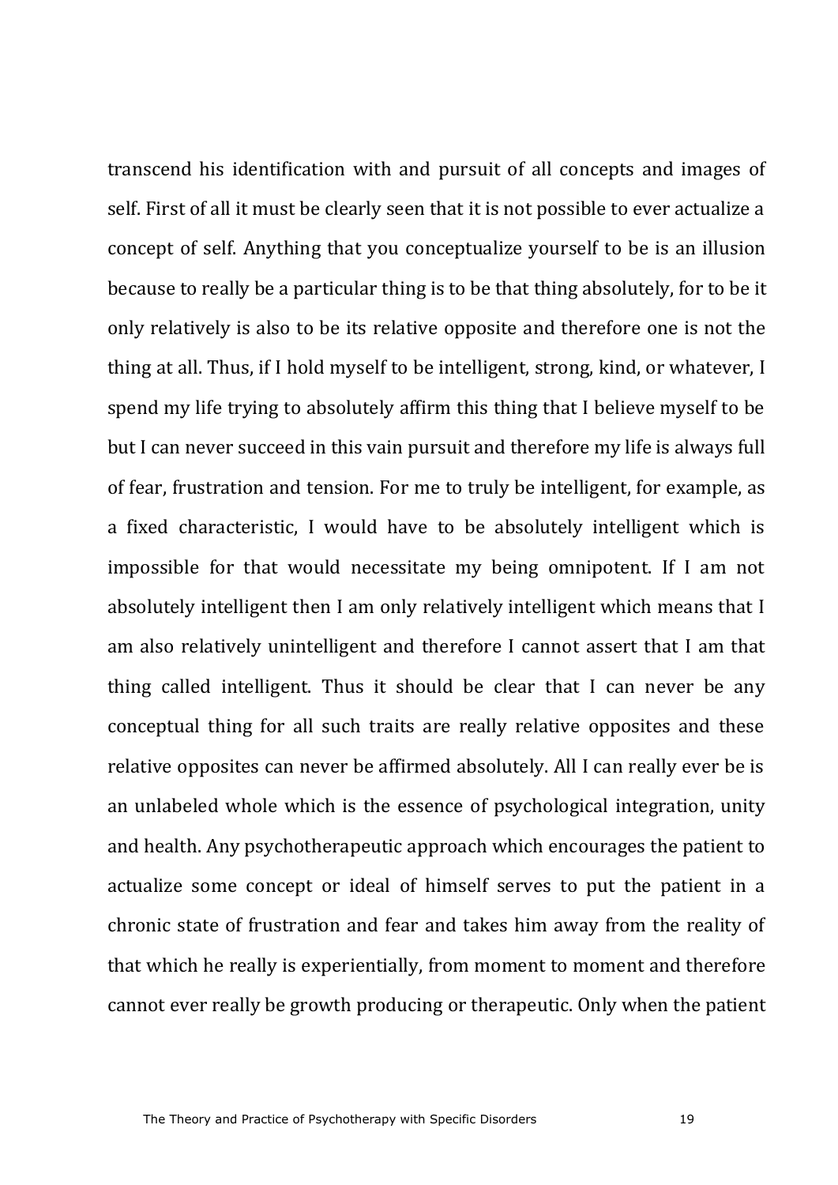transcend his identification with and pursuit of all concepts and images of self. First of all it must be clearly seen that it is not possible to ever actualize a concept of self. Anything that you conceptualize yourself to be is an illusion because to really be a particular thing is to be that thing absolutely, for to be it only relatively is also to be its relative opposite and therefore one is not the thing at all. Thus, if I hold myself to be intelligent, strong, kind, or whatever, I spend my life trying to absolutely affirm this thing that I believe myself to be but I can never succeed in this vain pursuit and therefore my life is always full of fear, frustration and tension. For me to truly be intelligent, for example, as a fixed characteristic, I would have to be absolutely intelligent which is impossible for that would necessitate my being omnipotent. If I am not absolutely intelligent then I am only relatively intelligent which means that I am also relatively unintelligent and therefore I cannot assert that I am that thing called intelligent. Thus it should be clear that I can never be any conceptual thing for all such traits are really relative opposites and these relative opposites can never be affirmed absolutely. All I can really ever be is an unlabeled whole which is the essence of psychological integration, unity and health. Any psychotherapeutic approach which encourages the patient to actualize some concept or ideal of himself serves to put the patient in a chronic state of frustration and fear and takes him away from the reality of that which he really is experientially, from moment to moment and therefore cannot ever really be growth producing or therapeutic. Only when the patient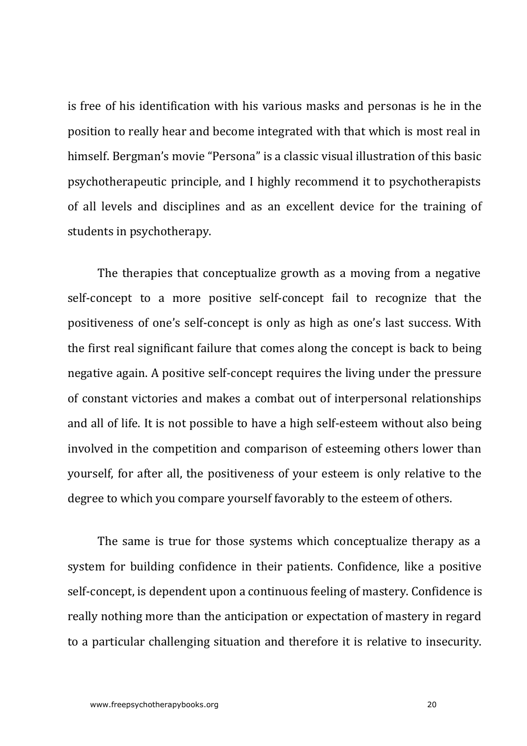is free of his identification with his various masks and personas is he in the position to really hear and become integrated with that which is most real in himself. Bergman's movie "Persona" is a classic visual illustration of this basic psychotherapeutic principle, and I highly recommend it to psychotherapists of all levels and disciplines and as an excellent device for the training of students in psychotherapy.

The therapies that conceptualize growth as a moving from a negative self-concept to a more positive self-concept fail to recognize that the positiveness of one's self-concept is only as high as one's last success. With the first real significant failure that comes along the concept is back to being negative again. A positive self-concept requires the living under the pressure of constant victories and makes a combat out of interpersonal relationships and all of life. It is not possible to have a high self-esteem without also being involved in the competition and comparison of esteeming others lower than yourself, for after all, the positiveness of your esteem is only relative to the degree to which you compare yourself favorably to the esteem of others.

The same is true for those systems which conceptualize therapy as a system for building confidence in their patients. Confidence, like a positive self-concept, is dependent upon a continuous feeling of mastery. Confidence is really nothing more than the anticipation or expectation of mastery in regard to a particular challenging situation and therefore it is relative to insecurity.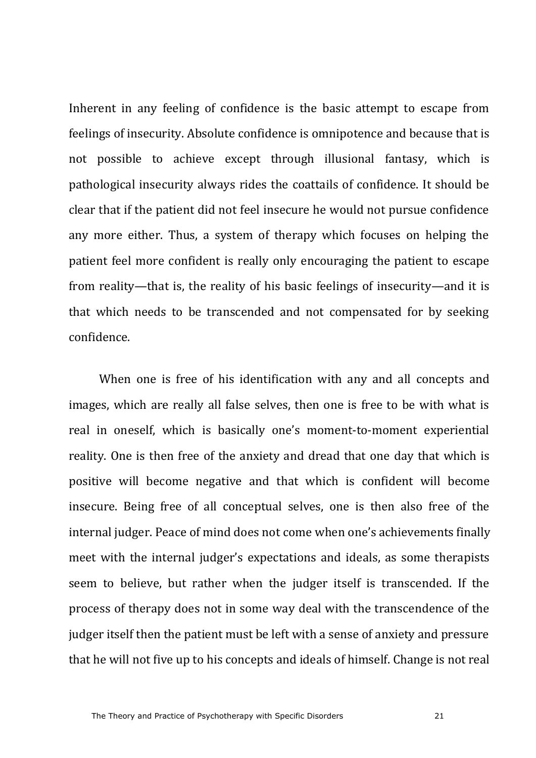Inherent in any feeling of confidence is the basic attempt to escape from feelings of insecurity. Absolute confidence is omnipotence and because that is not possible to achieve except through illusional fantasy, which is pathological insecurity always rides the coattails of confidence. It should be clear that if the patient did not feel insecure he would not pursue confidence any more either. Thus, a system of therapy which focuses on helping the patient feel more confident is really only encouraging the patient to escape from reality—that is, the reality of his basic feelings of insecurity—and it is that which needs to be transcended and not compensated for by seeking confidence.

When one is free of his identification with any and all concepts and images, which are really all false selves, then one is free to be with what is real in oneself, which is basically one's moment-to-moment experiential reality. One is then free of the anxiety and dread that one day that which is positive will become negative and that which is confident will become insecure. Being free of all conceptual selves, one is then also free of the internal judger. Peace of mind does not come when one's achievements finally meet with the internal judger's expectations and ideals, as some therapists seem to believe, but rather when the judger itself is transcended. If the process of therapy does not in some way deal with the transcendence of the judger itself then the patient must be left with a sense of anxiety and pressure that he will not five up to his concepts and ideals of himself. Change is not real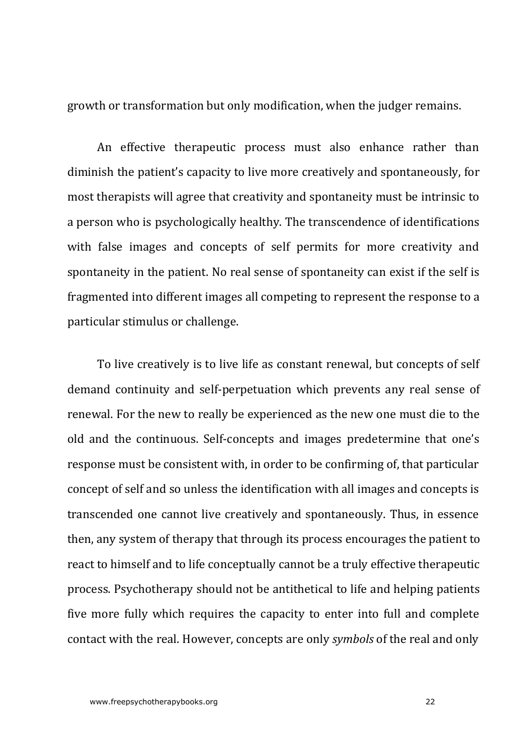growth or transformation but only modification, when the judger remains.

An effective therapeutic process must also enhance rather than diminish the patient's capacity to live more creatively and spontaneously, for most therapists will agree that creativity and spontaneity must be intrinsic to a person who is psychologically healthy. The transcendence of identifications with false images and concepts of self permits for more creativity and spontaneity in the patient. No real sense of spontaneity can exist if the self is fragmented into different images all competing to represent the response to a particular stimulus or challenge.

To live creatively is to live life as constant renewal, but concepts of self demand continuity and self-perpetuation which prevents any real sense of renewal. For the new to really be experienced as the new one must die to the old and the continuous. Self-concepts and images predetermine that one's response must be consistent with, in order to be confirming of, that particular concept of self and so unless the identification with all images and concepts is transcended one cannot live creatively and spontaneously. Thus, in essence then, any system of therapy that through its process encourages the patient to react to himself and to life conceptually cannot be a truly effective therapeutic process. Psychotherapy should not be antithetical to life and helping patients five more fully which requires the capacity to enter into full and complete contact with the real. However, concepts are only *symbols* of the real and only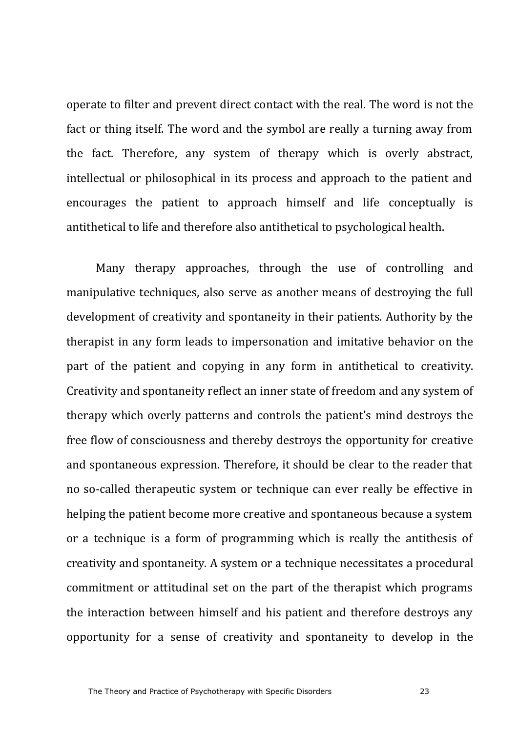operate to filter and prevent direct contact with the real. The word is not the fact or thing itself. The word and the symbol are really a turning away from the fact. Therefore, any system of therapy which is overly abstract, intellectual or philosophical in its process and approach to the patient and encourages the patient to approach himself and life conceptually is antithetical to life and therefore also antithetical to psychological health.

Many therapy approaches, through the use of controlling and manipulative techniques, also serve as another means of destroying the full development of creativity and spontaneity in their patients. Authority by the therapist in any form leads to impersonation and imitative behavior on the part of the patient and copying in any form in antithetical to creativity. Creativity and spontaneity reflect an inner state of freedom and any system of therapy which overly patterns and controls the patient's mind destroys the free flow of consciousness and thereby destroys the opportunity for creative and spontaneous expression. Therefore, it should be clear to the reader that no so-called therapeutic system or technique can ever really be effective in helping the patient become more creative and spontaneous because a system or a technique is a form of programming which is really the antithesis of creativity and spontaneity. A system or a technique necessitates a procedural commitment or attitudinal set on the part of the therapist which programs the interaction between himself and his patient and therefore destroys any opportunity for a sense of creativity and spontaneity to develop in the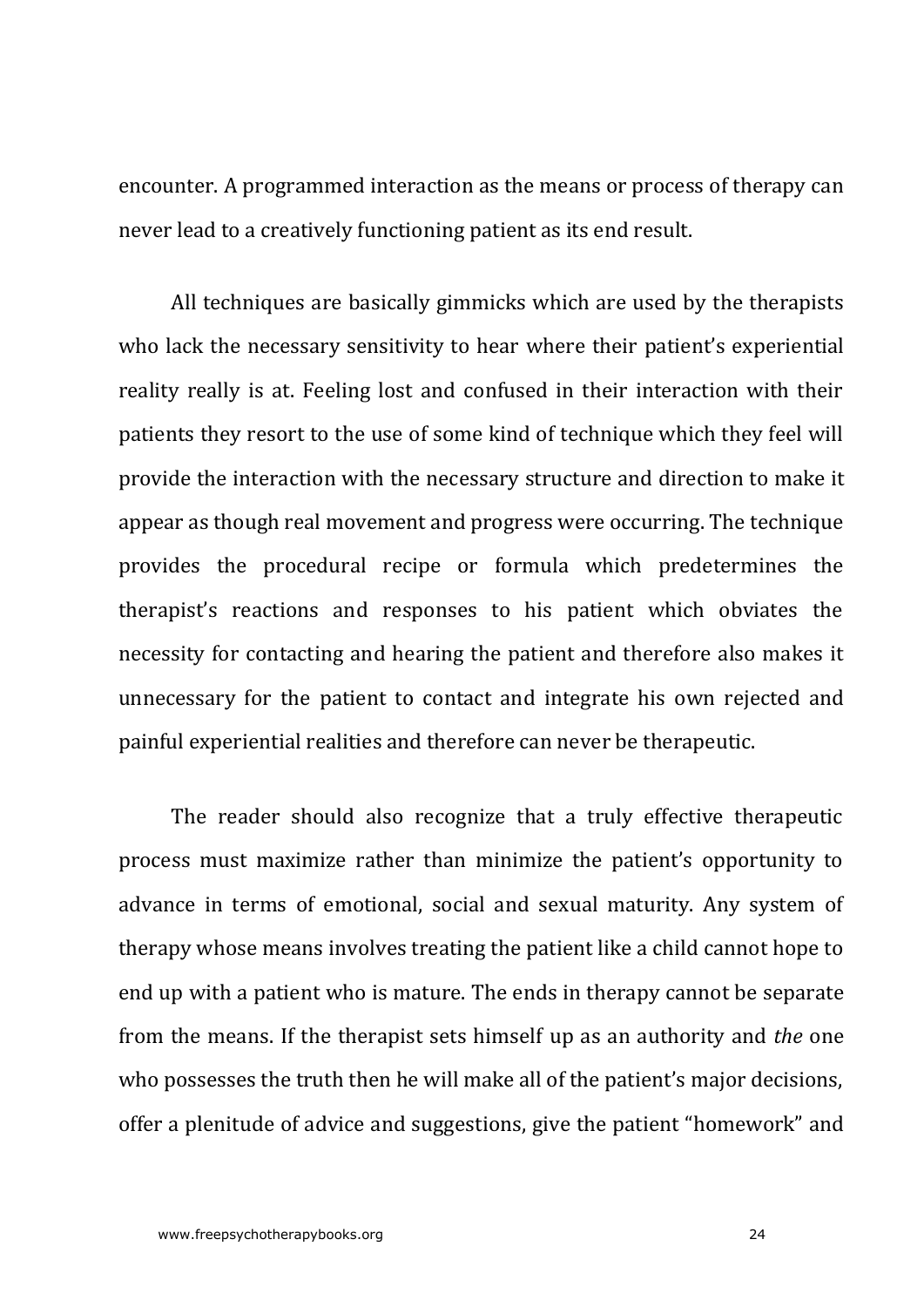encounter. A programmed interaction as the means or process of therapy can never lead to a creatively functioning patient as its end result.

All techniques are basically gimmicks which are used by the therapists who lack the necessary sensitivity to hear where their patient's experiential reality really is at. Feeling lost and confused in their interaction with their patients they resort to the use of some kind of technique which they feel will provide the interaction with the necessary structure and direction to make it appear as though real movement and progress were occurring. The technique provides the procedural recipe or formula which predetermines the therapist's reactions and responses to his patient which obviates the necessity for contacting and hearing the patient and therefore also makes it unnecessary for the patient to contact and integrate his own rejected and painful experiential realities and therefore can never be therapeutic.

The reader should also recognize that a truly effective therapeutic process must maximize rather than minimize the patient's opportunity to advance in terms of emotional, social and sexual maturity. Any system of therapy whose means involves treating the patient like a child cannot hope to end up with a patient who is mature. The ends in therapy cannot be separate from the means. If the therapist sets himself up as an authority and *the* one who possesses the truth then he will make all of the patient's major decisions, offer a plenitude of advice and suggestions, give the patient "homework" and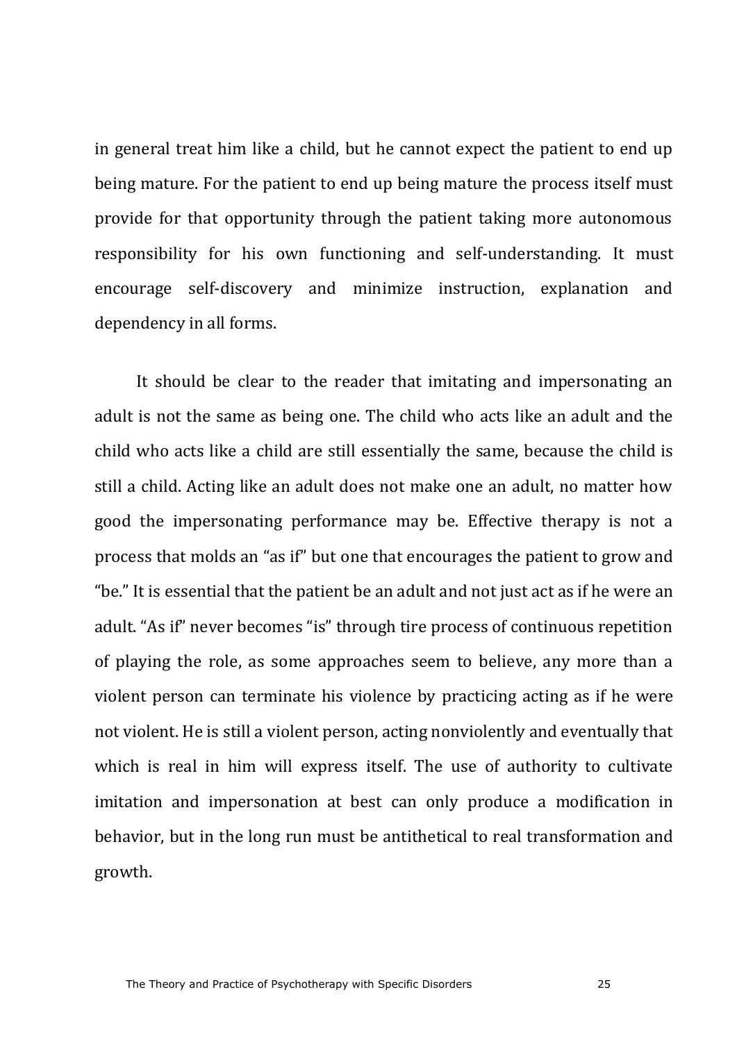in general treat him like a child, but he cannot expect the patient to end up being mature. For the patient to end up being mature the process itself must provide for that opportunity through the patient taking more autonomous responsibility for his own functioning and self-understanding. It must encourage self-discovery and minimize instruction, explanation and dependency in all forms.

It should be clear to the reader that imitating and impersonating an adult is not the same as being one. The child who acts like an adult and the child who acts like a child are still essentially the same, because the child is still a child. Acting like an adult does not make one an adult, no matter how good the impersonating performance may be. Effective therapy is not a process that molds an "as if" but one that encourages the patient to grow and "be." It is essential that the patient be an adult and not just act as if he were an adult. "As if" never becomes "is" through tire process of continuous repetition of playing the role, as some approaches seem to believe, any more than a violent person can terminate his violence by practicing acting as if he were not violent. He is still a violent person, acting nonviolently and eventually that which is real in him will express itself. The use of authority to cultivate imitation and impersonation at best can only produce a modification in behavior, but in the long run must be antithetical to real transformation and growth.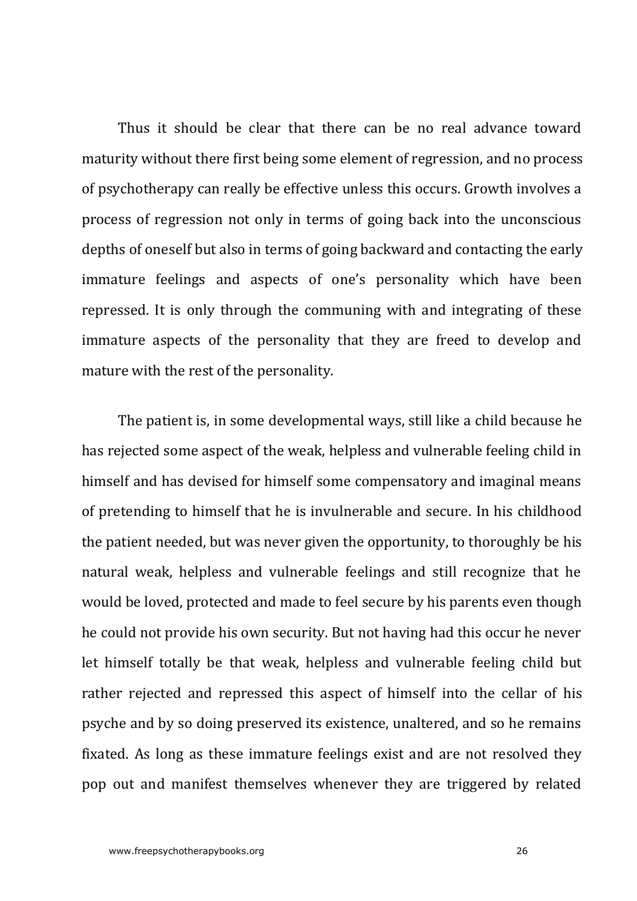Thus it should be clear that there can be no real advance toward maturity without there first being some element of regression, and no process of psychotherapy can really be effective unless this occurs. Growth involves a process of regression not only in terms of going back into the unconscious depths of oneself but also in terms of going backward and contacting the early immature feelings and aspects of one's personality which have been repressed. It is only through the communing with and integrating of these immature aspects of the personality that they are freed to develop and mature with the rest of the personality.

The patient is, in some developmental ways, still like a child because he has rejected some aspect of the weak, helpless and vulnerable feeling child in himself and has devised for himself some compensatory and imaginal means of pretending to himself that he is invulnerable and secure. In his childhood the patient needed, but was never given the opportunity, to thoroughly be his natural weak, helpless and vulnerable feelings and still recognize that he would be loved, protected and made to feel secure by his parents even though he could not provide his own security. But not having had this occur he never let himself totally be that weak, helpless and vulnerable feeling child but rather rejected and repressed this aspect of himself into the cellar of his psyche and by so doing preserved its existence, unaltered, and so he remains fixated. As long as these immature feelings exist and are not resolved they pop out and manifest themselves whenever they are triggered by related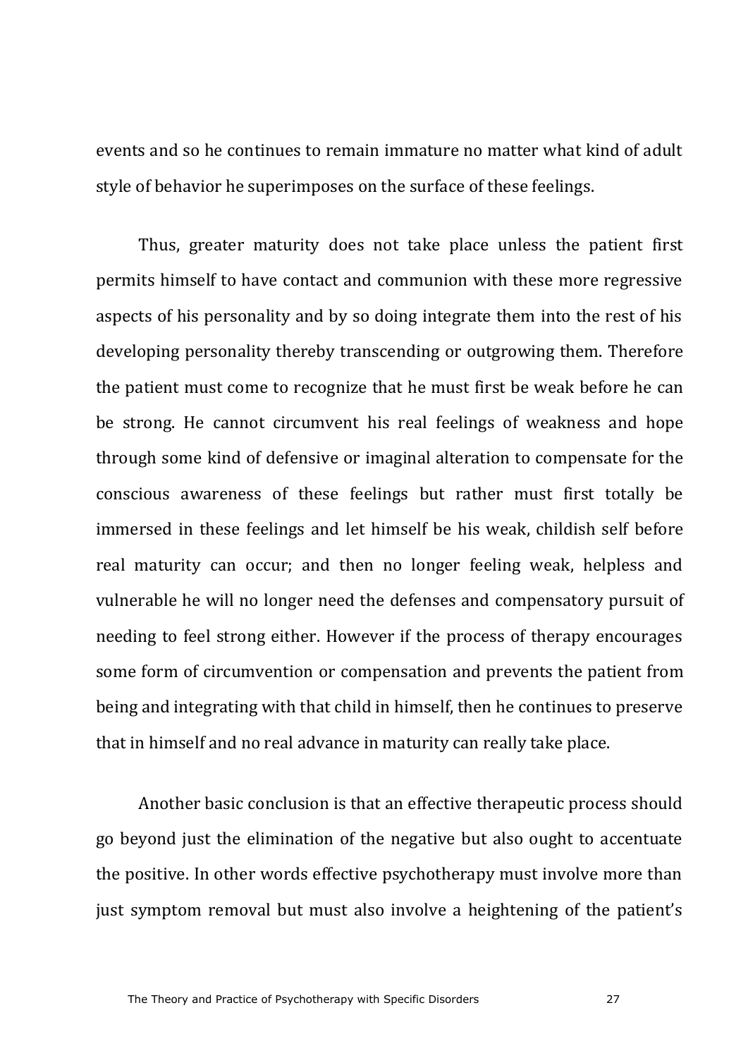events and so he continues to remain immature no matter what kind of adult style of behavior he superimposes on the surface of these feelings.

Thus, greater maturity does not take place unless the patient first permits himself to have contact and communion with these more regressive aspects of his personality and by so doing integrate them into the rest of his developing personality thereby transcending or outgrowing them. Therefore the patient must come to recognize that he must first be weak before he can be strong. He cannot circumvent his real feelings of weakness and hope through some kind of defensive or imaginal alteration to compensate for the conscious awareness of these feelings but rather must first totally be immersed in these feelings and let himself be his weak, childish self before real maturity can occur; and then no longer feeling weak, helpless and vulnerable he will no longer need the defenses and compensatory pursuit of needing to feel strong either. However if the process of therapy encourages some form of circumvention or compensation and prevents the patient from being and integrating with that child in himself, then he continues to preserve that in himself and no real advance in maturity can really take place.

Another basic conclusion is that an effective therapeutic process should go beyond just the elimination of the negative but also ought to accentuate the positive. In other words effective psychotherapy must involve more than just symptom removal but must also involve a heightening of the patient's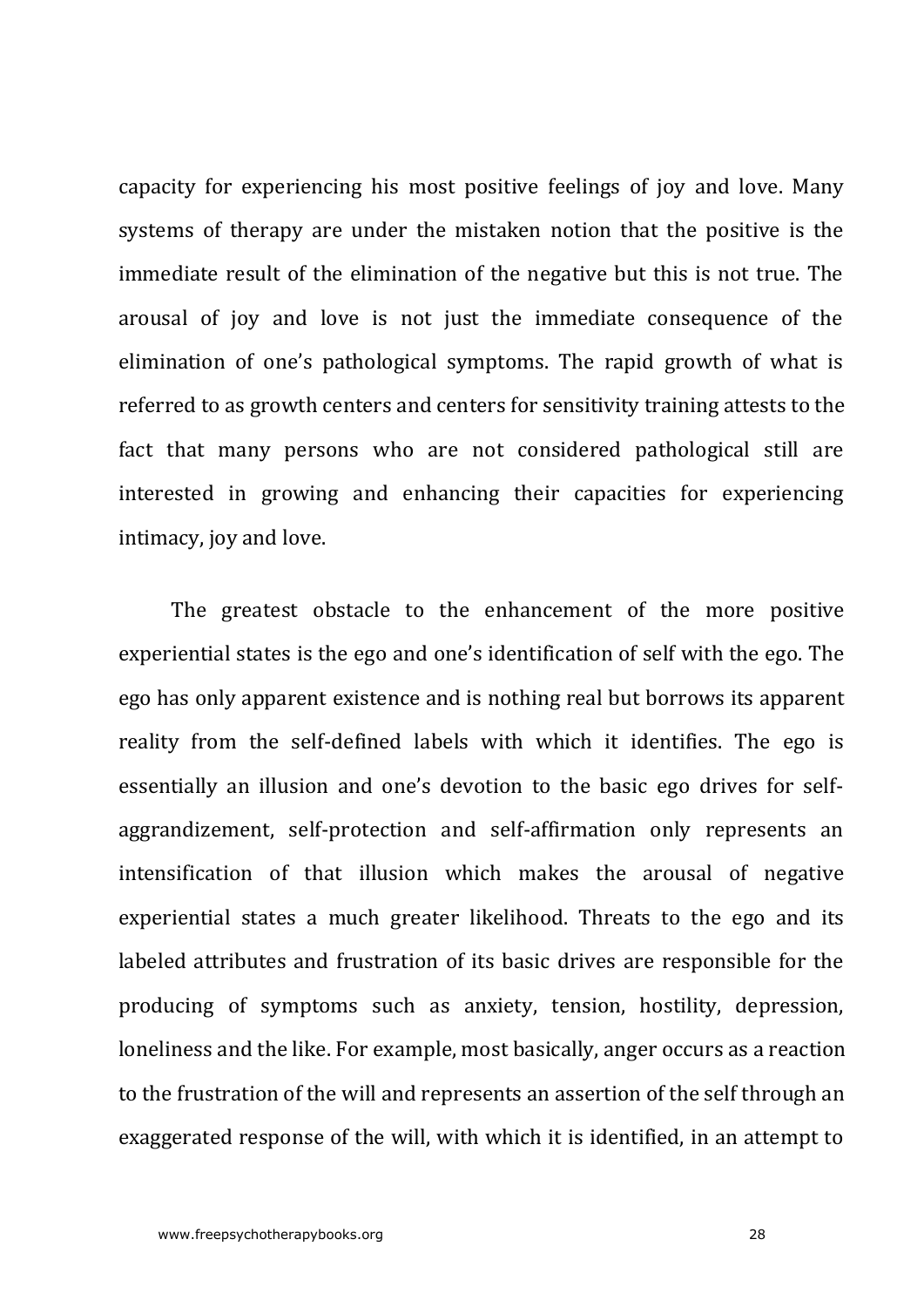capacity for experiencing his most positive feelings of joy and love. Many systems of therapy are under the mistaken notion that the positive is the immediate result of the elimination of the negative but this is not true. The arousal of joy and love is not just the immediate consequence of the elimination of one's pathological symptoms. The rapid growth of what is referred to as growth centers and centers for sensitivity training attests to the fact that many persons who are not considered pathological still are interested in growing and enhancing their capacities for experiencing intimacy, joy and love.

The greatest obstacle to the enhancement of the more positive experiential states is the ego and one's identification of self with the ego. The ego has only apparent existence and is nothing real but borrows its apparent reality from the self-defined labels with which it identifies. The ego is essentially an illusion and one's devotion to the basic ego drives for self-aggrandizement, self-protection and self-affirmation only represents an intensification of that illusion which makes the arousal of negative experiential states a much greater likelihood. Threats to the ego and its labeled attributes and frustration of its basic drives are responsible for the producing of symptoms such as anxiety, tension, hostility, depression, loneliness and the like. For example, most basically, anger occurs as a reaction to the frustration of the will and represents an assertion of the self through an exaggerated response of the will, with which it is identified, in an attempt to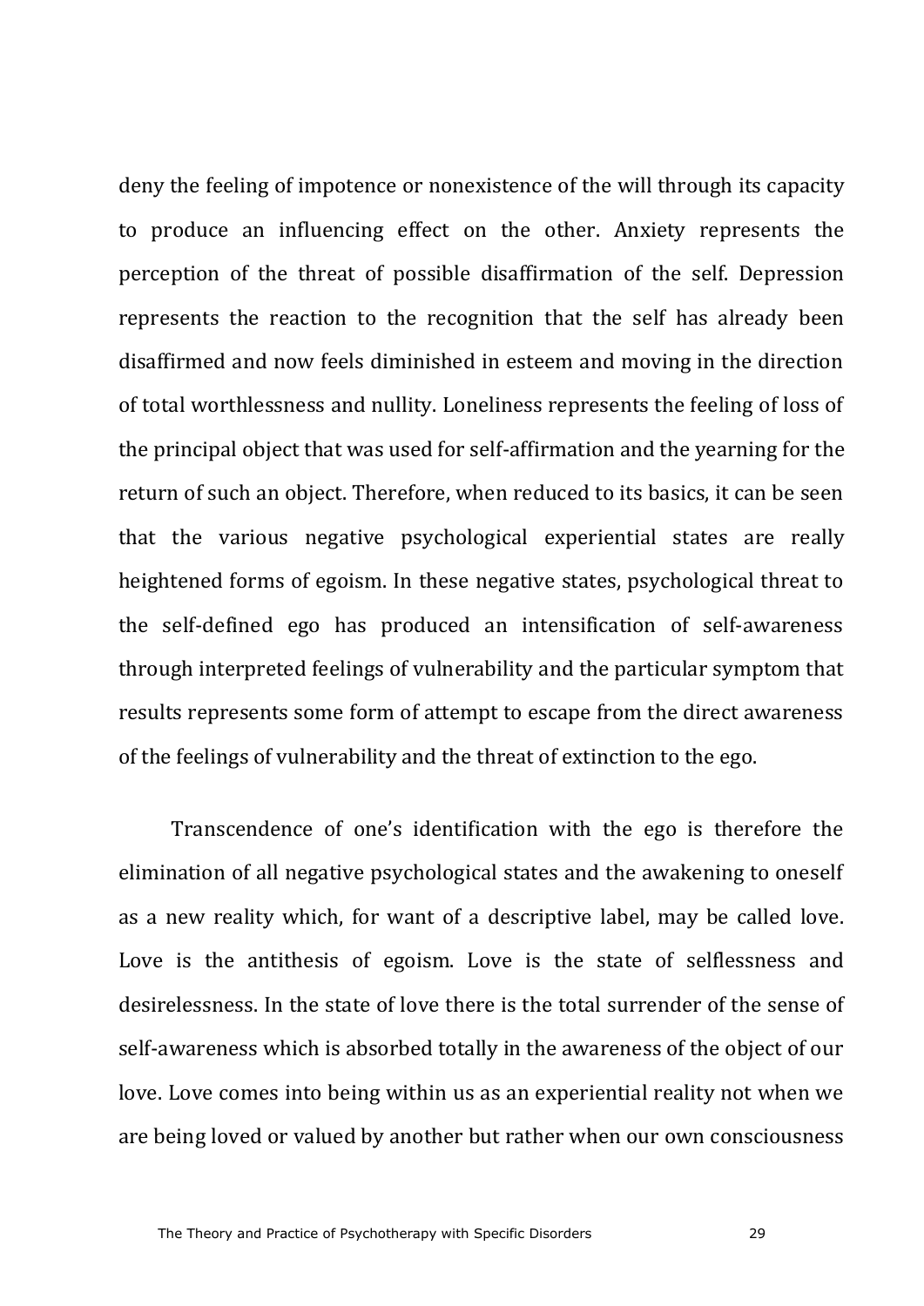deny the feeling of impotence or nonexistence of the will through its capacity to produce an influencing effect on the other. Anxiety represents the perception of the threat of possible disaffirmation of the self. Depression represents the reaction to the recognition that the self has already been disaffirmed and now feels diminished in esteem and moving in the direction of total worthlessness and nullity. Loneliness represents the feeling of loss of the principal object that was used for self-affirmation and the yearning for the return of such an object. Therefore, when reduced to its basics, it can be seen that the various negative psychological experiential states are really heightened forms of egoism. In these negative states, psychological threat to the self-defined ego has produced an intensification of self-awareness through interpreted feelings of vulnerability and the particular symptom that results represents some form of attempt to escape from the direct awareness of the feelings of vulnerability and the threat of extinction to the ego.

Transcendence of one's identification with the ego is therefore the elimination of all negative psychological states and the awakening to oneself as a new reality which, for want of a descriptive label, may be called love. Love is the antithesis of egoism. Love is the state of selflessness and desirelessness. In the state of love there is the total surrender of the sense of self-awareness which is absorbed totally in the awareness of the object of our love. Love comes into being within us as an experiential reality not when we are being loved or valued by another but rather when our own consciousness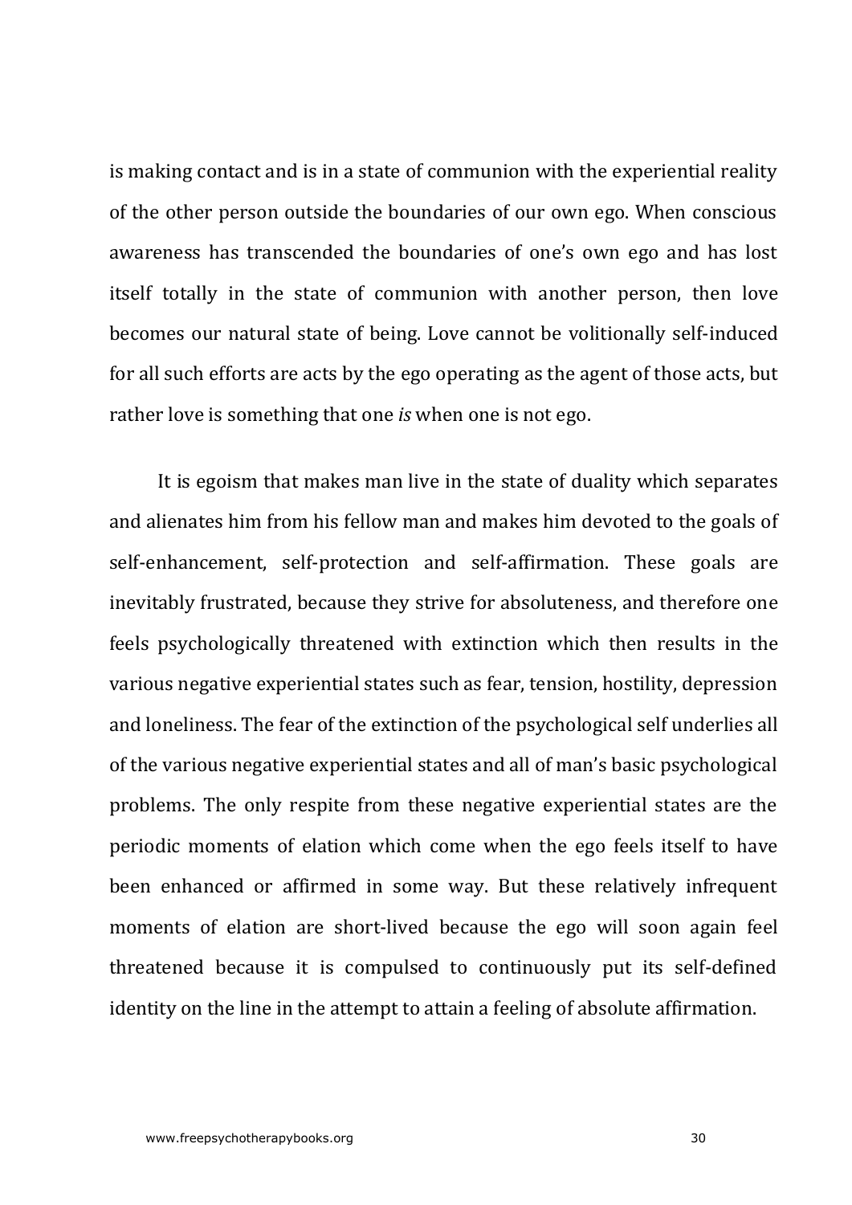is making contact and is in a state of communion with the experiential reality of the other person outside the boundaries of our own ego. When conscious awareness has transcended the boundaries of one's own ego and has lost itself totally in the state of communion with another person, then love becomes our natural state of being. Love cannot be volitionally self-induced for all such efforts are acts by the ego operating as the agent of those acts, but rather love is something that one *is* when one is not ego.

It is egoism that makes man live in the state of duality which separates and alienates him from his fellow man and makes him devoted to the goals of self-enhancement, self-protection and self-affirmation. These goals are inevitably frustrated, because they strive for absoluteness, and therefore one feels psychologically threatened with extinction which then results in the various negative experiential states such as fear, tension, hostility, depression and loneliness. The fear of the extinction of the psychological self underlies all of the various negative experiential states and all of man's basic psychological problems. The only respite from these negative experiential states are the periodic moments of elation which come when the ego feels itself to have been enhanced or affirmed in some way. But these relatively infrequent moments of elation are short-lived because the ego will soon again feel threatened because it is compulsed to continuously put its self-defined identity on the line in the attempt to attain a feeling of absolute affirmation.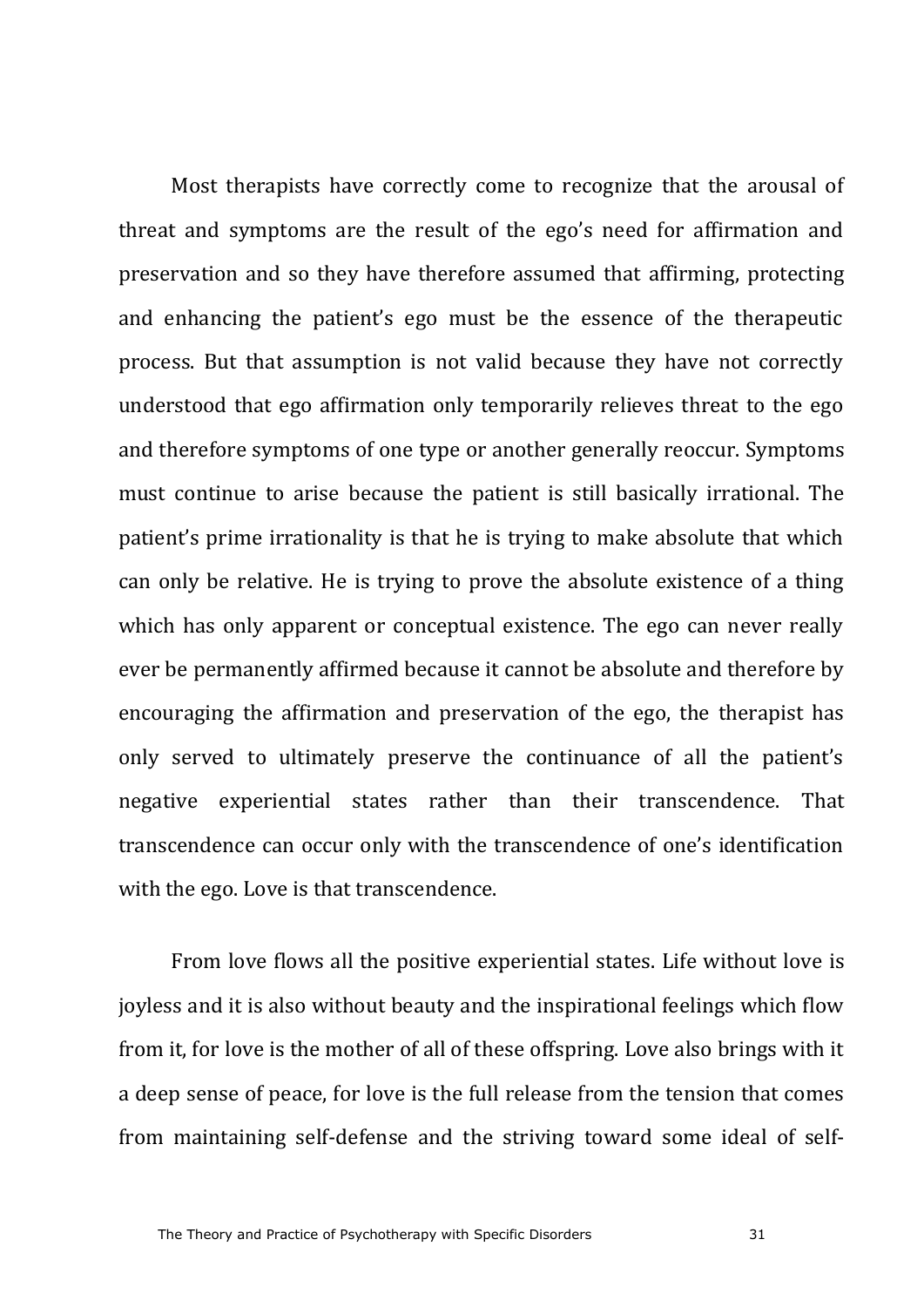Most therapists have correctly come to recognize that the arousal of threat and symptoms are the result of the ego's need for affirmation and preservation and so they have therefore assumed that affirming, protecting and enhancing the patient's ego must be the essence of the therapeutic process. But that assumption is not valid because they have not correctly understood that ego affirmation only temporarily relieves threat to the ego and therefore symptoms of one type or another generally reoccur. Symptoms must continue to arise because the patient is still basically irrational. The patient's prime irrationality is that he is trying to make absolute that which can only be relative. He is trying to prove the absolute existence of a thing which has only apparent or conceptual existence. The ego can never really ever be permanently affirmed because it cannot be absolute and therefore by encouraging the affirmation and preservation of the ego, the therapist has only served to ultimately preserve the continuance of all the patient's negative experiential states rather than their transcendence. That transcendence can occur only with the transcendence of one's identification with the ego. Love is that transcendence.

From love flows all the positive experiential states. Life without love is joyless and it is also without beauty and the inspirational feelings which flow from it, for love is the mother of all of these offspring. Love also brings with it a deep sense of peace, for love is the full release from the tension that comes from maintaining self-defense and the striving toward some ideal of self-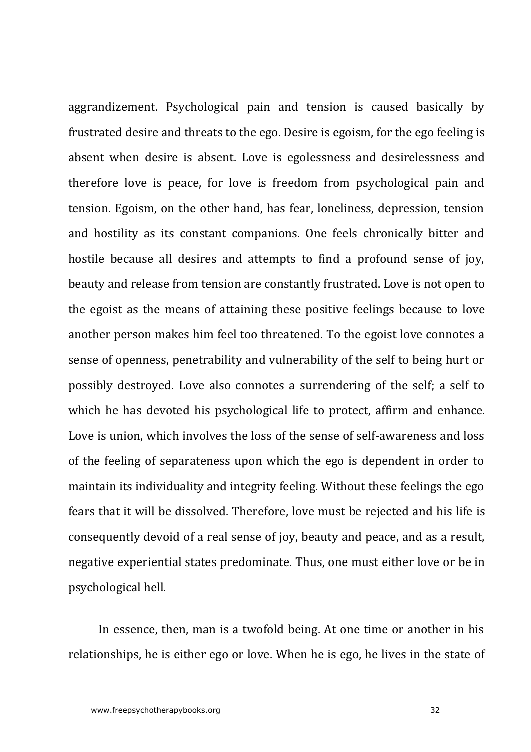aggrandizement. Psychological pain and tension is caused basically by frustrated desire and threats to the ego. Desire is egoism, for the ego feeling is absent when desire is absent. Love is egolessness and desirelessness and therefore love is peace, for love is freedom from psychological pain and tension. Egoism, on the other hand, has fear, loneliness, depression, tension and hostility as its constant companions. One feels chronically bitter and hostile because all desires and attempts to find a profound sense of joy, beauty and release from tension are constantly frustrated. Love is not open to the egoist as the means of attaining these positive feelings because to love another person makes him feel too threatened. To the egoist love connotes a sense of openness, penetrability and vulnerability of the self to being hurt or possibly destroyed. Love also connotes a surrendering of the self; a self to which he has devoted his psychological life to protect, affirm and enhance. Love is union, which involves the loss of the sense of self-awareness and loss of the feeling of separateness upon which the ego is dependent in order to maintain its individuality and integrity feeling. Without these feelings the ego fears that it will be dissolved. Therefore, love must be rejected and his life is consequently devoid of a real sense of joy, beauty and peace, and as a result, negative experiential states predominate. Thus, one must either love or be in psychological hell.

In essence, then, man is a twofold being. At one time or another in his relationships, he is either ego or love. When he is ego, he lives in the state of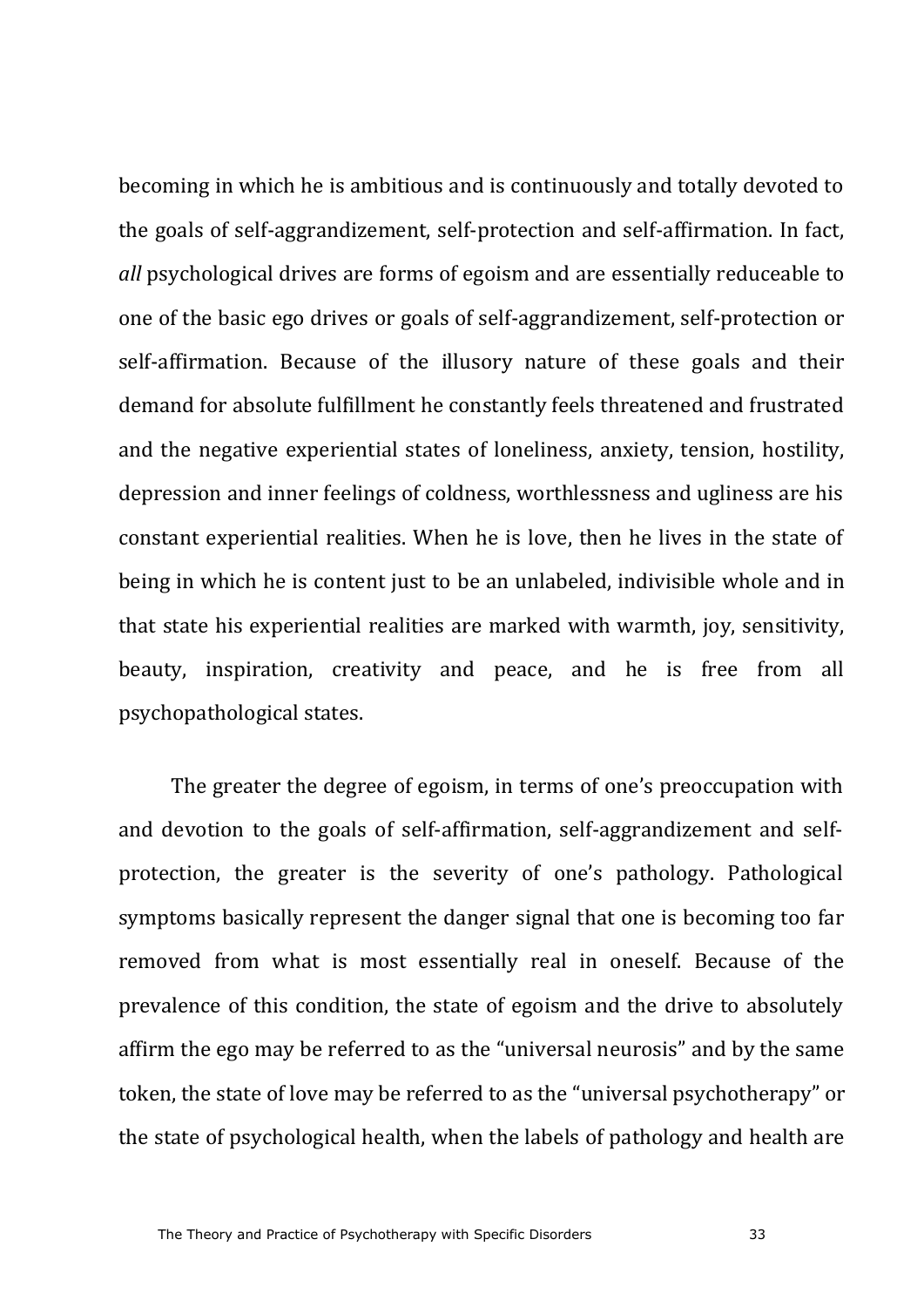becoming in which he is ambitious and is continuously and totally devoted to the goals of self-aggrandizement, self-protection and self-affirmation. In fact, *all* psychological drives are forms of egoism and are essentially reduceable to one of the basic ego drives or goals of self-aggrandizement, self-protection or self-affirmation. Because of the illusory nature of these goals and their demand for absolute fulfillment he constantly feels threatened and frustrated and the negative experiential states of loneliness, anxiety, tension, hostility, depression and inner feelings of coldness, worthlessness and ugliness are his constant experiential realities. When he is love, then he lives in the state of being in which he is content just to be an unlabeled, indivisible whole and in that state his experiential realities are marked with warmth, joy, sensitivity, beauty, inspiration, creativity and peace, and he is free from all psychopathological states.

The greater the degree of egoism, in terms of one's preoccupation with and devotion to the goals of self-affirmation, self-aggrandizement and self-protection, the greater is the severity of one's pathology. Pathological symptoms basically represent the danger signal that one is becoming too far removed from what is most essentially real in oneself. Because of the prevalence of this condition, the state of egoism and the drive to absolutely affirm the ego may be referred to as the "universal neurosis" and by the same token, the state of love may be referred to as the "universal psychotherapy" or the state of psychological health, when the labels of pathology and health are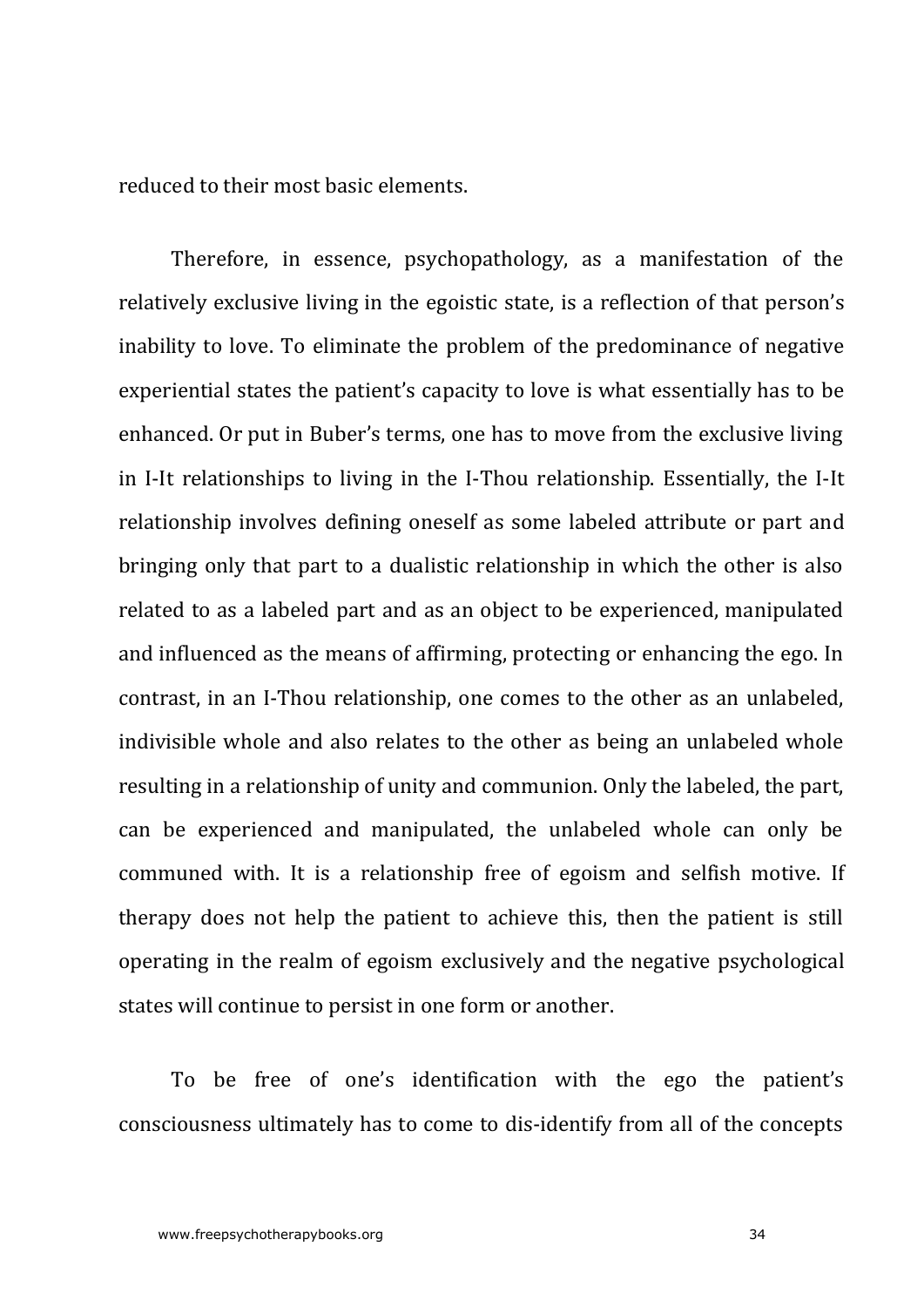reduced to their most basic elements.

Therefore, in essence, psychopathology, as a manifestation of the relatively exclusive living in the egoistic state, is a reflection of that person's inability to love. To eliminate the problem of the predominance of negative experiential states the patient's capacity to love is what essentially has to be enhanced. Or put in Buber's terms, one has to move from the exclusive living in I-It relationships to living in the I-Thou relationship. Essentially, the I-It relationship involves defining oneself as some labeled attribute or part and bringing only that part to a dualistic relationship in which the other is also related to as a labeled part and as an object to be experienced, manipulated and influenced as the means of affirming, protecting or enhancing the ego. In contrast, in an I-Thou relationship, one comes to the other as an unlabeled, indivisible whole and also relates to the other as being an unlabeled whole resulting in a relationship of unity and communion. Only the labeled, the part, can be experienced and manipulated, the unlabeled whole can only be communed with. It is a relationship free of egoism and selfish motive. If therapy does not help the patient to achieve this, then the patient is still operating in the realm of egoism exclusively and the negative psychological states will continue to persist in one form or another.

To be free of one's identification with the ego the patient's consciousness ultimately has to come to dis-identify from all of the concepts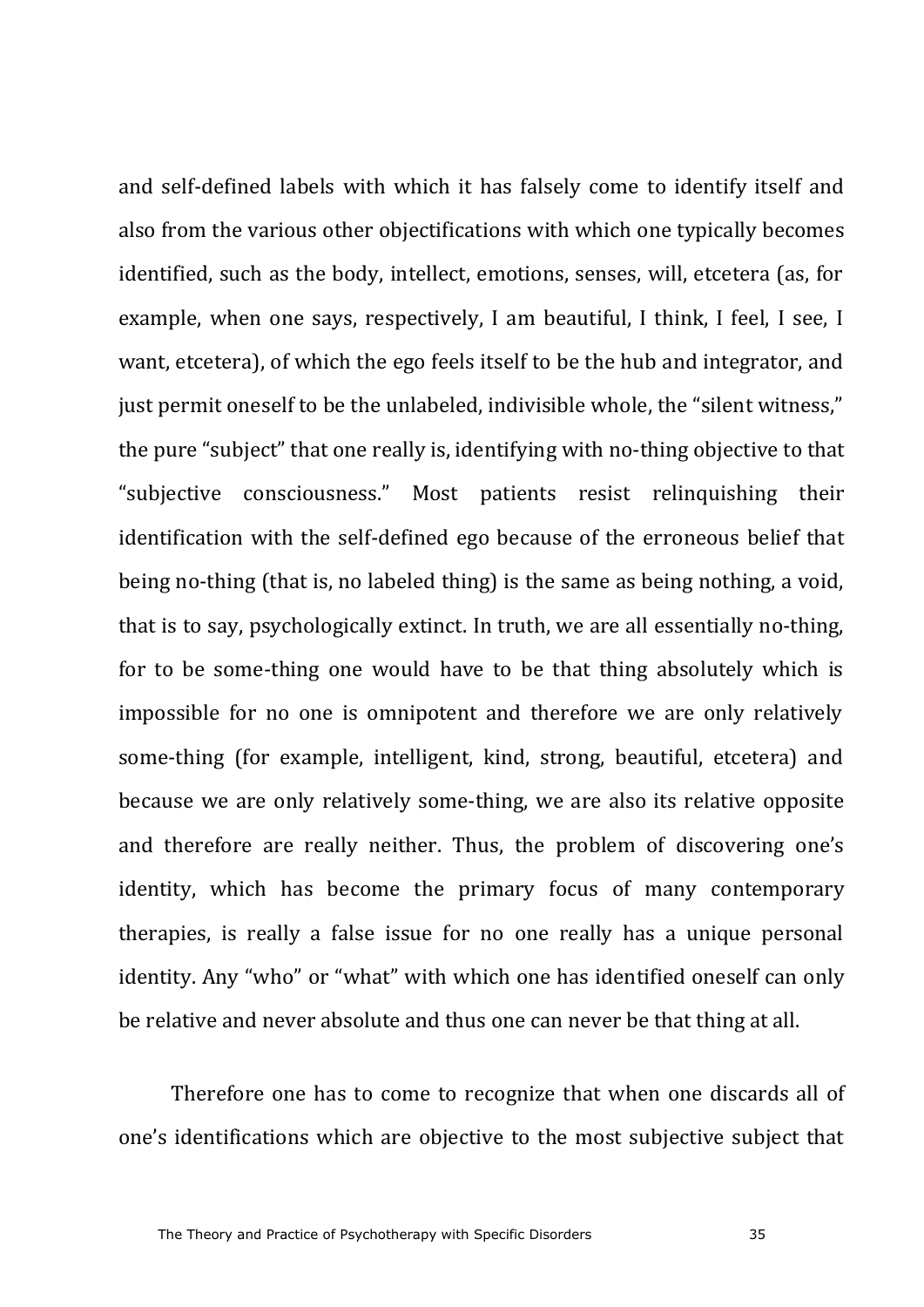and self-defined labels with which it has falsely come to identify itself and also from the various other objectifications with which one typically becomes identified, such as the body, intellect, emotions, senses, will, etcetera (as, for example, when one says, respectively, I am beautiful, I think, I feel, I see, I want, etcetera), of which the ego feels itself to be the hub and integrator, and just permit oneself to be the unlabeled, indivisible whole, the "silent witness," the pure "subject" that one really is, identifying with no-thing objective to that "subjective consciousness." Most patients resist relinquishing their identification with the self-defined ego because of the erroneous belief that being no-thing (that is, no labeled thing) is the same as being nothing, a void, that is to say, psychologically extinct. In truth, we are all essentially no-thing, for to be some-thing one would have to be that thing absolutely which is impossible for no one is omnipotent and therefore we are only relatively some-thing (for example, intelligent, kind, strong, beautiful, etcetera) and because we are only relatively some-thing, we are also its relative opposite and therefore are really neither. Thus, the problem of discovering one's identity, which has become the primary focus of many contemporary therapies, is really a false issue for no one really has a unique personal identity. Any "who" or "what" with which one has identified oneself can only be relative and never absolute and thus one can never be that thing at all.

Therefore one has to come to recognize that when one discards all of one's identifications which are objective to the most subjective subject that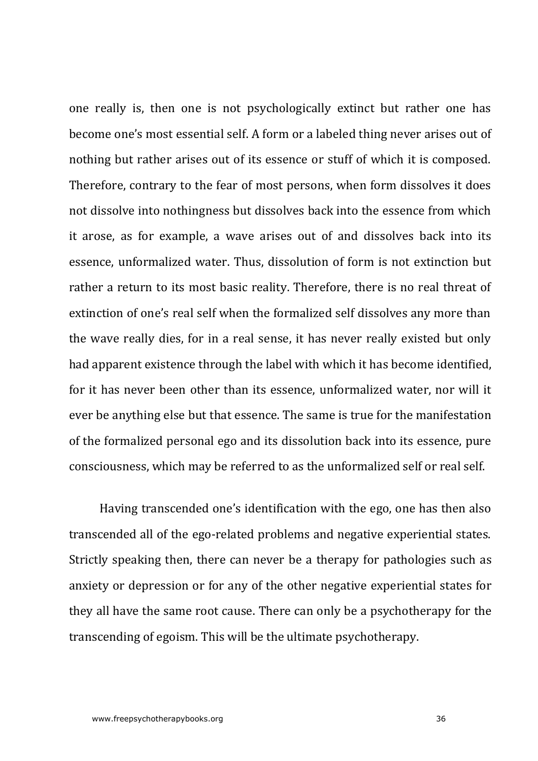one really is, then one is not psychologically extinct but rather one has become one's most essential self. A form or a labeled thing never arises out of nothing but rather arises out of its essence or stuff of which it is composed. Therefore, contrary to the fear of most persons, when form dissolves it does not dissolve into nothingness but dissolves back into the essence from which it arose, as for example, a wave arises out of and dissolves back into its essence, unformalized water. Thus, dissolution of form is not extinction but rather a return to its most basic reality. Therefore, there is no real threat of extinction of one's real self when the formalized self dissolves any more than the wave really dies, for in a real sense, it has never really existed but only had apparent existence through the label with which it has become identified, for it has never been other than its essence, unformalized water, nor will it ever be anything else but that essence. The same is true for the manifestation of the formalized personal ego and its dissolution back into its essence, pure consciousness, which may be referred to as the unformalized self or real self.

Having transcended one's identification with the ego, one has then also transcended all of the ego-related problems and negative experiential states. Strictly speaking then, there can never be a therapy for pathologies such as anxiety or depression or for any of the other negative experiential states for they all have the same root cause. There can only be a psychotherapy for the transcending of egoism. This will be the ultimate psychotherapy.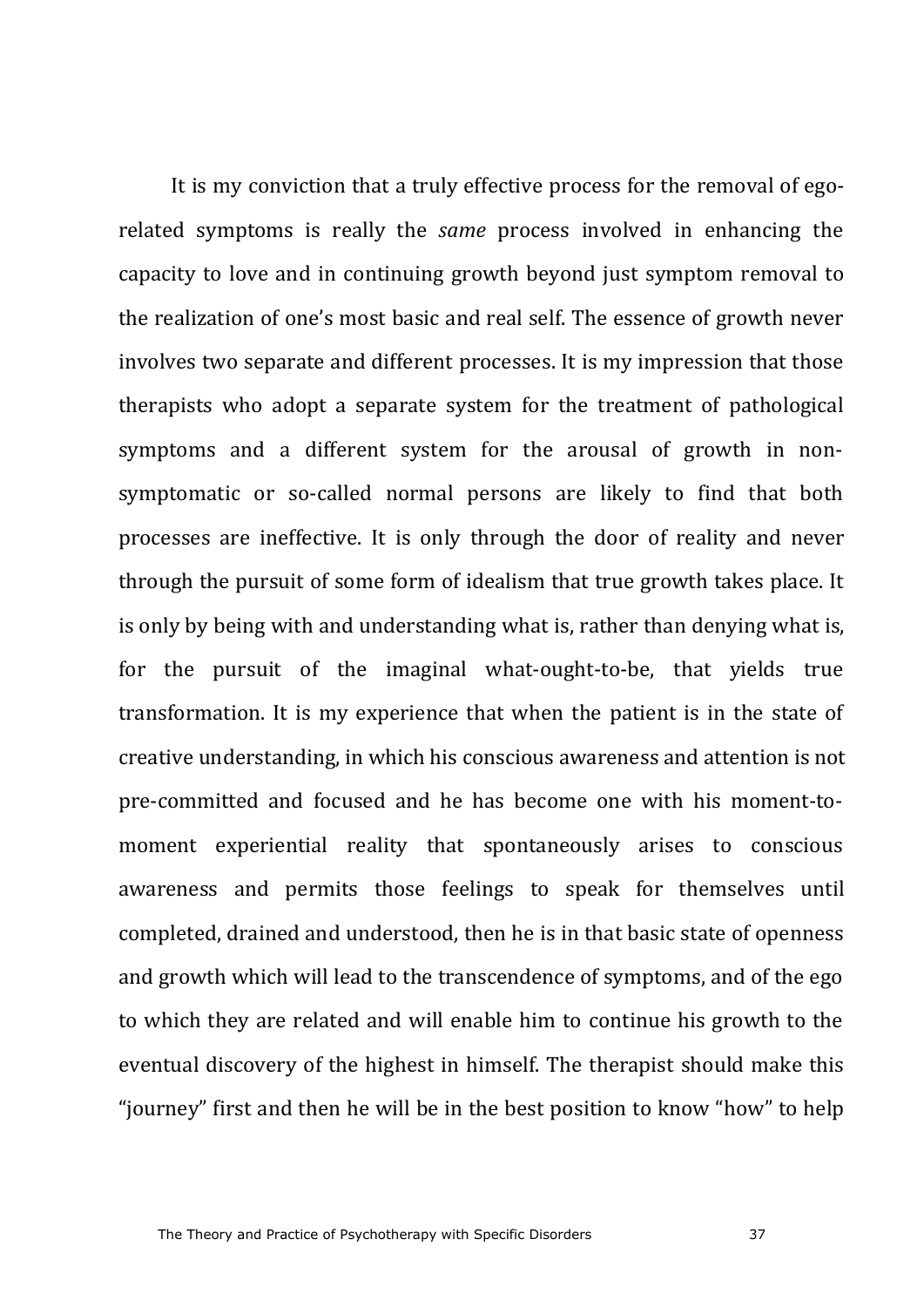It is my conviction that a truly effective process for the removal of ego-related symptoms is really the *same* process involved in enhancing the capacity to love and in continuing growth beyond just symptom removal to the realization of one's most basic and real self. The essence of growth never involves two separate and different processes. It is my impression that those therapists who adopt a separate system for the treatment of pathological symptoms and a different system for the arousal of growth in non-symptomatic or so-called normal persons are likely to find that both processes are ineffective. It is only through the door of reality and never through the pursuit of some form of idealism that true growth takes place. It is only by being with and understanding what is, rather than denying what is, for the pursuit of the imaginal what-ought-to-be, that yields true transformation. It is my experience that when the patient is in the state of creative understanding, in which his conscious awareness and attention is not pre-committed and focused and he has become one with his moment-to-moment experiential reality that spontaneously arises to conscious awareness and permits those feelings to speak for themselves until completed, drained and understood, then he is in that basic state of openness and growth which will lead to the transcendence of symptoms, and of the ego to which they are related and will enable him to continue his growth to the eventual discovery of the highest in himself. The therapist should make this "journey" first and then he will be in the best position to know "how" to help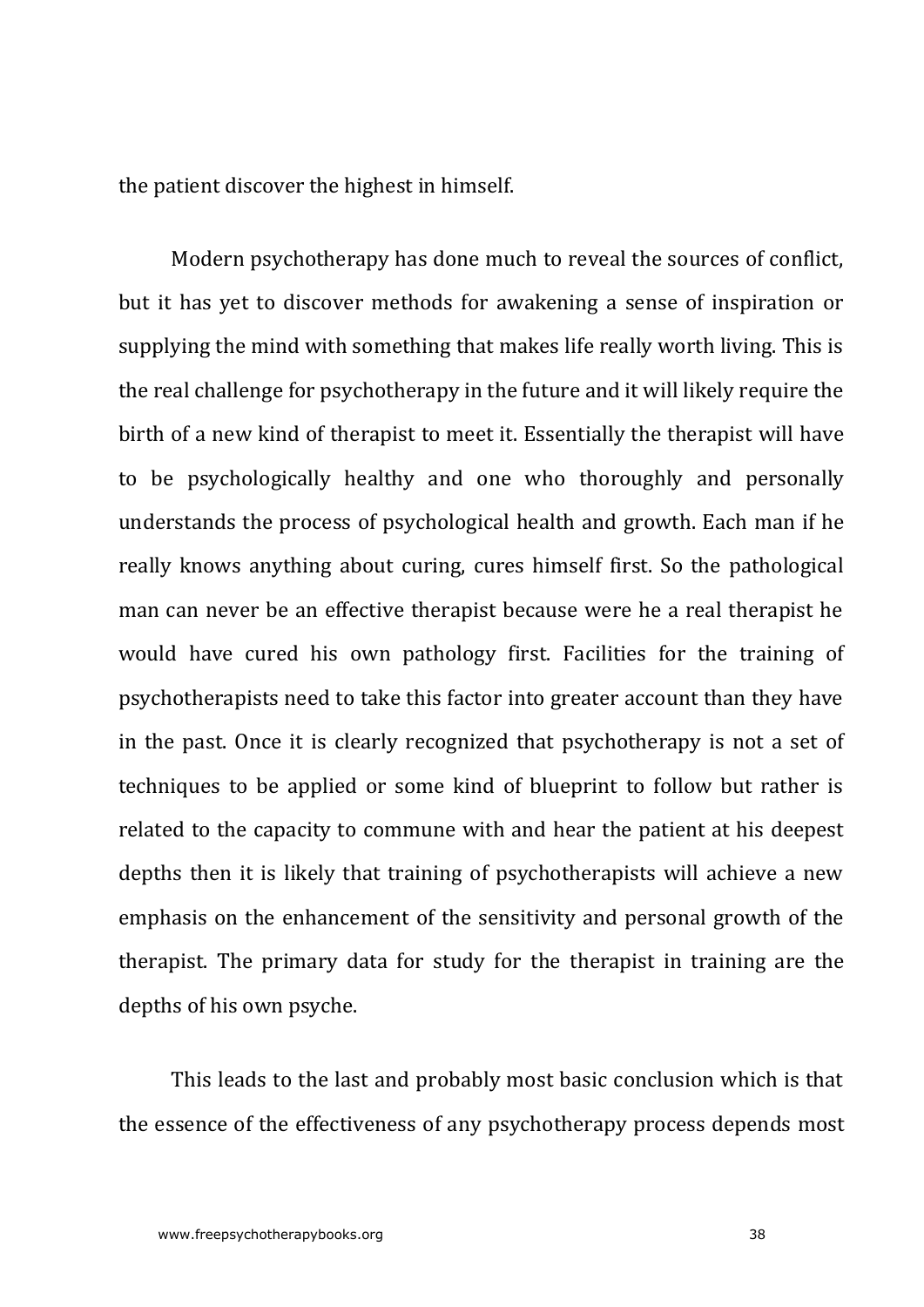the patient discover the highest in himself.

Modern psychotherapy has done much to reveal the sources of conflict, but it has yet to discover methods for awakening a sense of inspiration or supplying the mind with something that makes life really worth living. This is the real challenge for psychotherapy in the future and it will likely require the birth of a new kind of therapist to meet it. Essentially the therapist will have to be psychologically healthy and one who thoroughly and personally understands the process of psychological health and growth. Each man if he really knows anything about curing, cures himself first. So the pathological man can never be an effective therapist because were he a real therapist he would have cured his own pathology first. Facilities for the training of psychotherapists need to take this factor into greater account than they have in the past. Once it is clearly recognized that psychotherapy is not a set of techniques to be applied or some kind of blueprint to follow but rather is related to the capacity to commune with and hear the patient at his deepest depths then it is likely that training of psychotherapists will achieve a new emphasis on the enhancement of the sensitivity and personal growth of the therapist. The primary data for study for the therapist in training are the depths of his own psyche.

This leads to the last and probably most basic conclusion which is that the essence of the effectiveness of any psychotherapy process depends most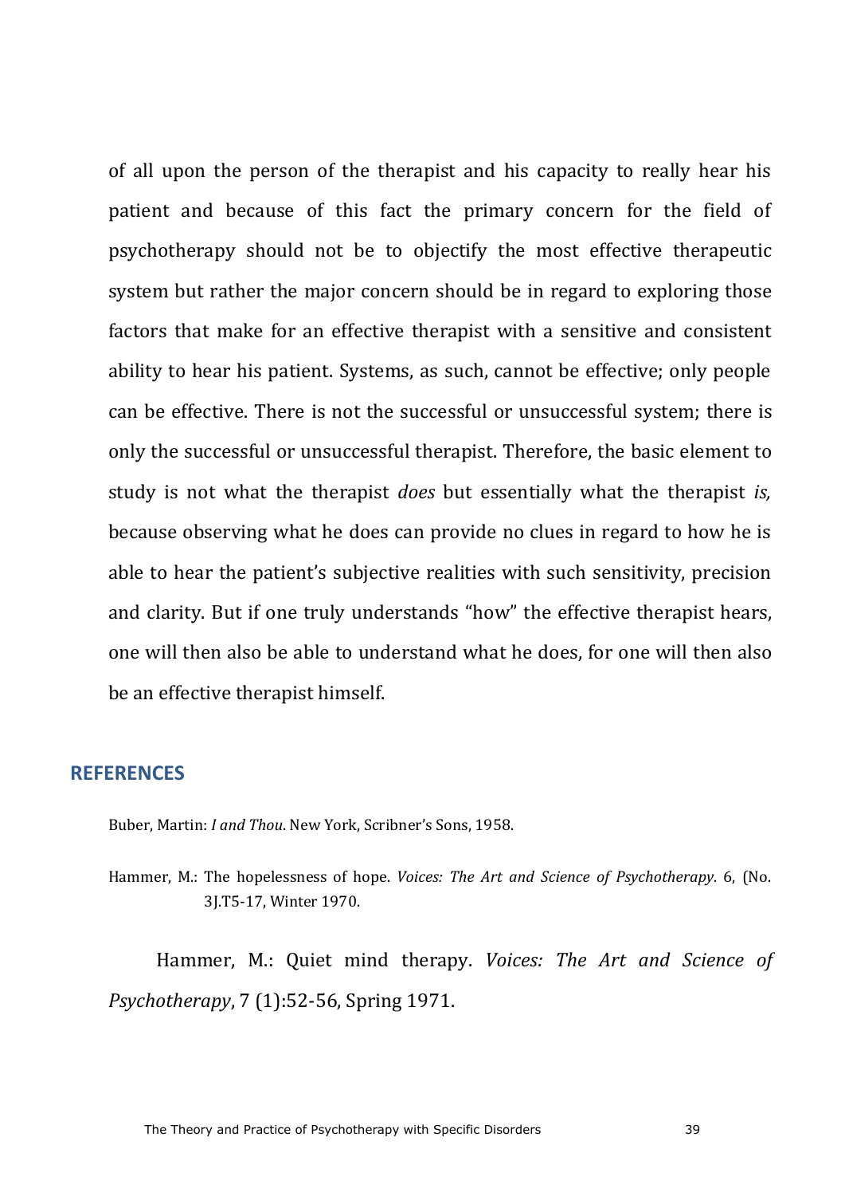of all upon the person of the therapist and his capacity to really hear his patient and because of this fact the primary concern for the field of psychotherapy should not be to objectify the most effective therapeutic system but rather the major concern should be in regard to exploring those factors that make for an effective therapist with a sensitive and consistent ability to hear his patient. Systems, as such, cannot be effective; only people can be effective. There is not the successful or unsuccessful system; there is only the successful or unsuccessful therapist. Therefore, the basic element to study is not what the therapist *does* but essentially what the therapist *is,* because observing what he does can provide no clues in regard to how he is able to hear the patient's subjective realities with such sensitivity, precision and clarity. But if one truly understands "how" the effective therapist hears, one will then also be able to understand what he does, for one will then also be an effective therapist himself.

## REFERENCES

Buber, Martin: *I and Thou*. New York, Scribner's Sons, 1958.

Hammer, M.: The hopelessness of hope. *Voices: The Art and Science of Psychotherapy*. 6, (No. 3J.T5-17, Winter 1970.

Hammer, M.: Quiet mind therapy. *Voices: The Art and Science of Psychotherapy*, 7 (1):52-56, Spring 1971.